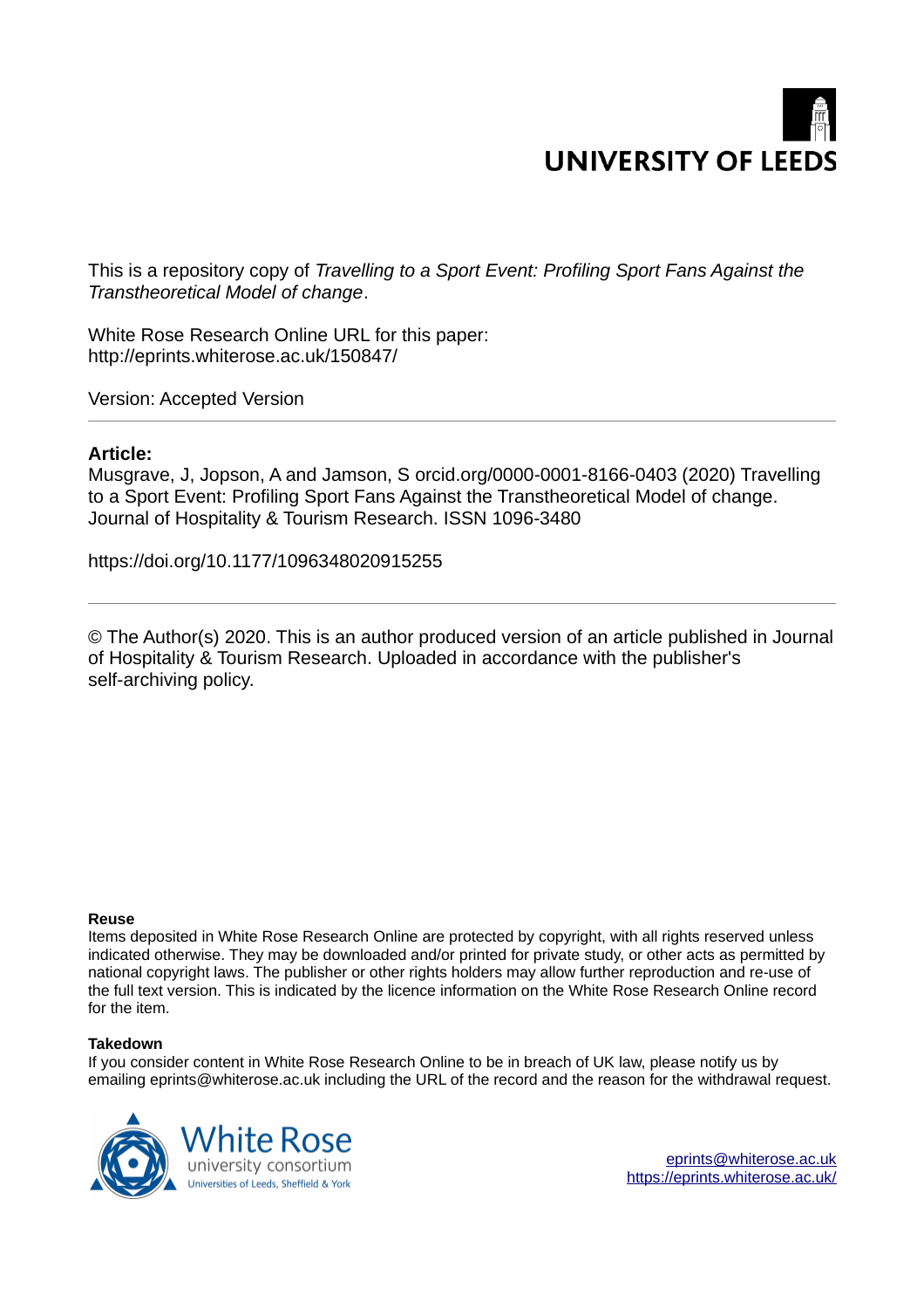UNIVERSITY OF LEEDS

This is a repository copy of *Travelling to a Sport Event: Profiling Sport Fans Against the Transtheoretical Model of change*.

White Rose Research Online URL for this paper:
http://eprints.whiterose.ac.uk/150847/

Version: Accepted Version

---

**Article:**

Musgrave, J, Jopson, A and Jamson, S orcid.org/0000-0001-8166-0403 (2020) Travelling to a Sport Event: Profiling Sport Fans Against the Transtheoretical Model of change. Journal of Hospitality & Tourism Research. ISSN 1096-3480

https://doi.org/10.1177/1096348020915255

---

© The Author(s) 2020. This is an author produced version of an article published in Journal of Hospitality & Tourism Research. Uploaded in accordance with the publisher's self-archiving policy.

**Reuse**

Items deposited in White Rose Research Online are protected by copyright, with all rights reserved unless indicated otherwise. They may be downloaded and/or printed for private study, or other acts as permitted by national copyright laws. The publisher or other rights holders may allow further reproduction and re-use of the full text version. This is indicated by the licence information on the White Rose Research Online record for the item.

**Takedown**

If you consider content in White Rose Research Online to be in breach of UK law, please notify us by emailing eprints@whiterose.ac.uk including the URL of the record and the reason for the withdrawal request.

White Rose university consortium
Universities of Leeds, Sheffield & York

eprints@whiterose.ac.uk
https://eprints.whiterose.ac.uk/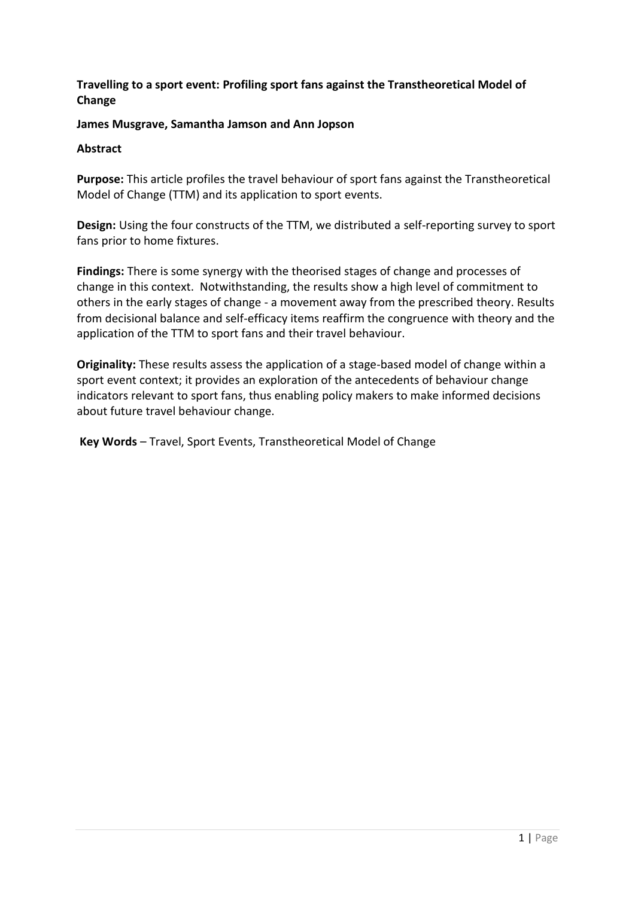**Travelling to a sport event: Profiling sport fans against the Transtheoretical Model of Change**

**James Musgrave, Samantha Jamson and Ann Jopson**

**Abstract**

**Purpose:** This article profiles the travel behaviour of sport fans against the Transtheoretical Model of Change (TTM) and its application to sport events.

**Design:** Using the four constructs of the TTM, we distributed a self-reporting survey to sport fans prior to home fixtures.

**Findings:** There is some synergy with the theorised stages of change and processes of change in this context. Notwithstanding, the results show a high level of commitment to others in the early stages of change - a movement away from the prescribed theory. Results from decisional balance and self-efficacy items reaffirm the congruence with theory and the application of the TTM to sport fans and their travel behaviour.

**Originality:** These results assess the application of a stage-based model of change within a sport event context; it provides an exploration of the antecedents of behaviour change indicators relevant to sport fans, thus enabling policy makers to make informed decisions about future travel behaviour change.

**Key Words** – Travel, Sport Events, Transtheoretical Model of Change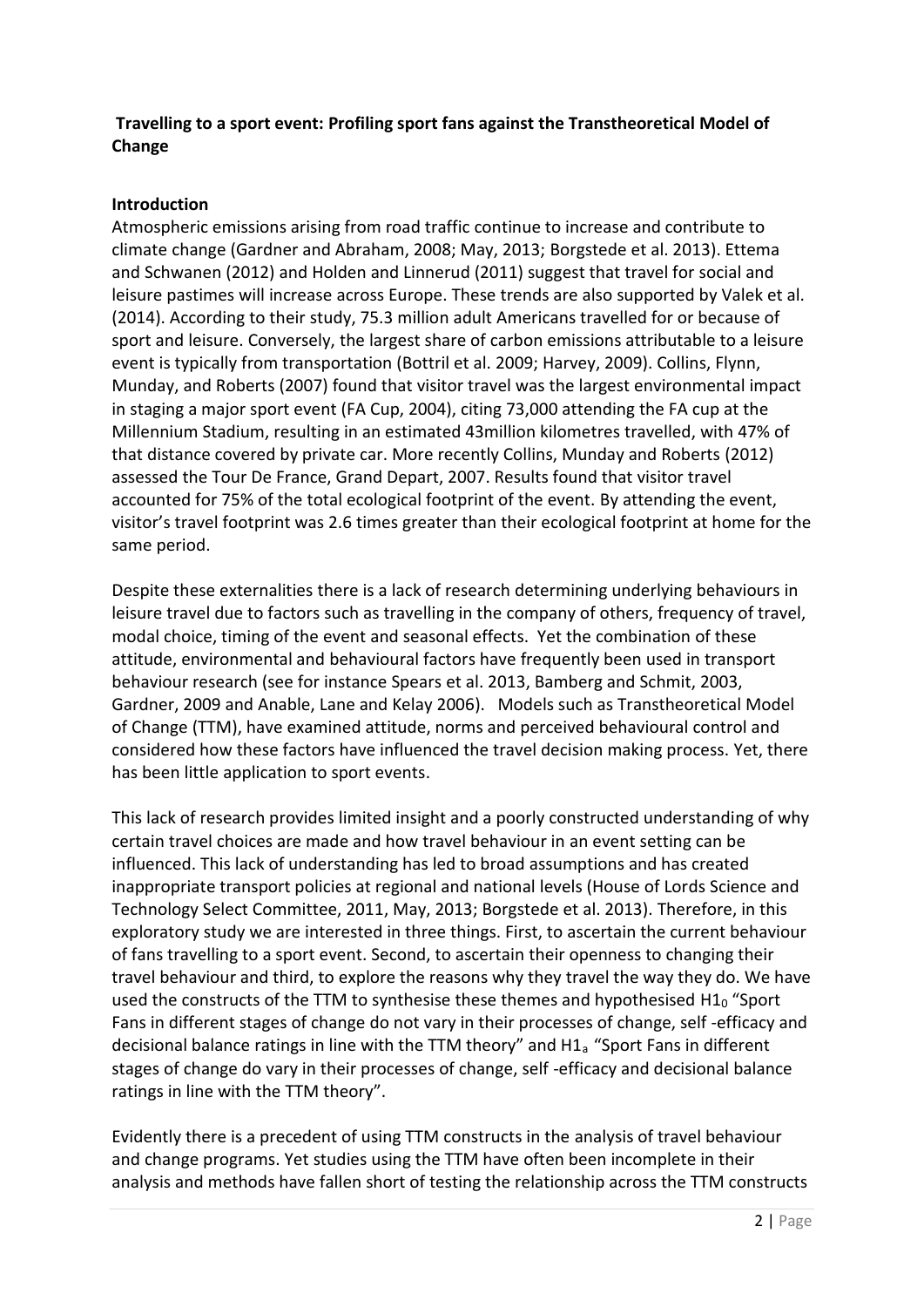**Travelling to a sport event: Profiling sport fans against the Transtheoretical Model of Change**

## Introduction

Atmospheric emissions arising from road traffic continue to increase and contribute to climate change (Gardner and Abraham, 2008; May, 2013; Borgstede et al. 2013). Ettema and Schwanen (2012) and Holden and Linnerud (2011) suggest that travel for social and leisure pastimes will increase across Europe. These trends are also supported by Valek et al. (2014). According to their study, 75.3 million adult Americans travelled for or because of sport and leisure. Conversely, the largest share of carbon emissions attributable to a leisure event is typically from transportation (Bottril et al. 2009; Harvey, 2009). Collins, Flynn, Munday, and Roberts (2007) found that visitor travel was the largest environmental impact in staging a major sport event (FA Cup, 2004), citing 73,000 attending the FA cup at the Millennium Stadium, resulting in an estimated 43million kilometres travelled, with 47% of that distance covered by private car. More recently Collins, Munday and Roberts (2012) assessed the Tour De France, Grand Depart, 2007. Results found that visitor travel accounted for 75% of the total ecological footprint of the event. By attending the event, visitor's travel footprint was 2.6 times greater than their ecological footprint at home for the same period.

Despite these externalities there is a lack of research determining underlying behaviours in leisure travel due to factors such as travelling in the company of others, frequency of travel, modal choice, timing of the event and seasonal effects. Yet the combination of these attitude, environmental and behavioural factors have frequently been used in transport behaviour research (see for instance Spears et al. 2013, Bamberg and Schmit, 2003, Gardner, 2009 and Anable, Lane and Kelay 2006). Models such as Transtheoretical Model of Change (TTM), have examined attitude, norms and perceived behavioural control and considered how these factors have influenced the travel decision making process. Yet, there has been little application to sport events.

This lack of research provides limited insight and a poorly constructed understanding of why certain travel choices are made and how travel behaviour in an event setting can be influenced. This lack of understanding has led to broad assumptions and has created inappropriate transport policies at regional and national levels (House of Lords Science and Technology Select Committee, 2011, May, 2013; Borgstede et al. 2013). Therefore, in this exploratory study we are interested in three things. First, to ascertain the current behaviour of fans travelling to a sport event. Second, to ascertain their openness to changing their travel behaviour and third, to explore the reasons why they travel the way they do. We have used the constructs of the TTM to synthesise these themes and hypothesised $H1_0$ "Sport Fans in different stages of change do not vary in their processes of change, self -efficacy and decisional balance ratings in line with the TTM theory" and $H1_a$ "Sport Fans in different stages of change do vary in their processes of change, self -efficacy and decisional balance ratings in line with the TTM theory".

Evidently there is a precedent of using TTM constructs in the analysis of travel behaviour and change programs. Yet studies using the TTM have often been incomplete in their analysis and methods have fallen short of testing the relationship across the TTM constructs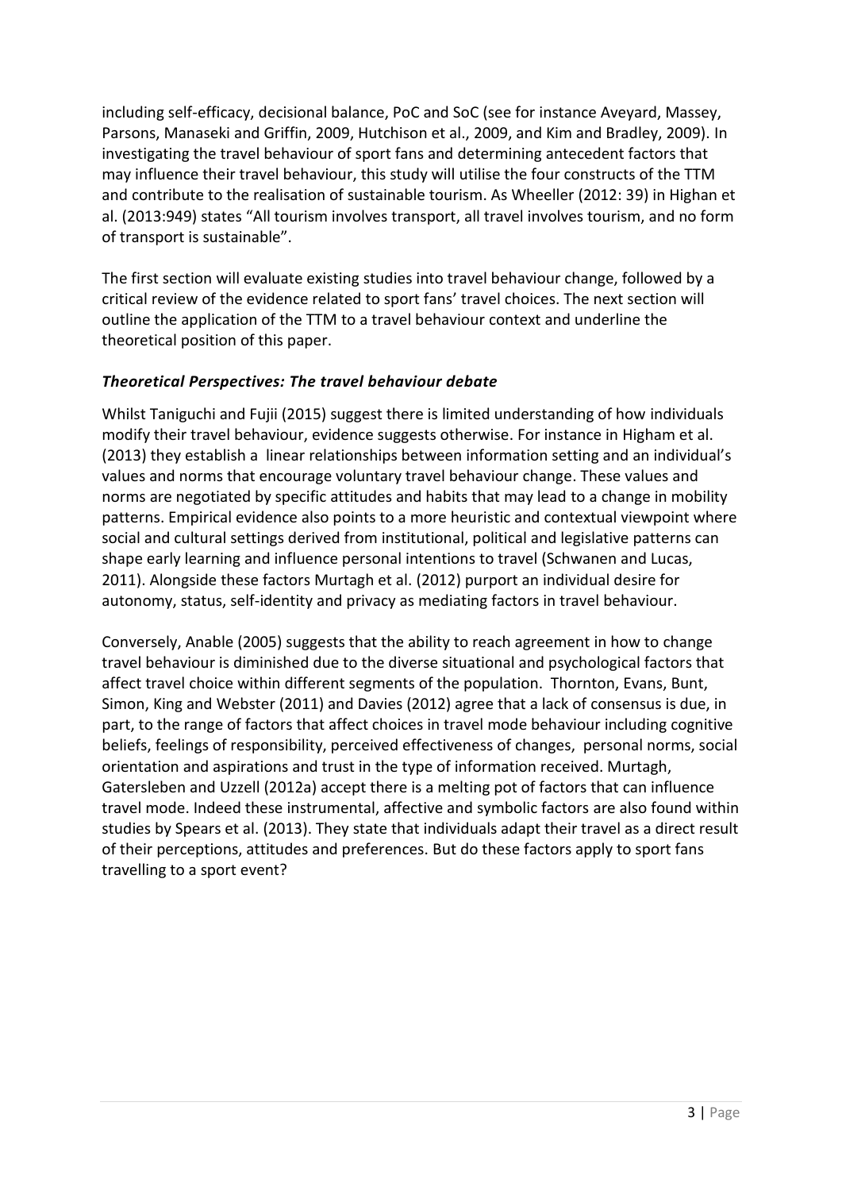including self-efficacy, decisional balance, PoC and SoC (see for instance Aveyard, Massey, Parsons, Manaseki and Griffin, 2009, Hutchison et al., 2009, and Kim and Bradley, 2009). In investigating the travel behaviour of sport fans and determining antecedent factors that may influence their travel behaviour, this study will utilise the four constructs of the TTM and contribute to the realisation of sustainable tourism. As Wheeller (2012: 39) in Highan et al. (2013:949) states "All tourism involves transport, all travel involves tourism, and no form of transport is sustainable".

The first section will evaluate existing studies into travel behaviour change, followed by a critical review of the evidence related to sport fans' travel choices. The next section will outline the application of the TTM to a travel behaviour context and underline the theoretical position of this paper.

### *Theoretical Perspectives: The travel behaviour debate*

Whilst Taniguchi and Fujii (2015) suggest there is limited understanding of how individuals modify their travel behaviour, evidence suggests otherwise. For instance in Higham et al. (2013) they establish a linear relationships between information setting and an individual's values and norms that encourage voluntary travel behaviour change. These values and norms are negotiated by specific attitudes and habits that may lead to a change in mobility patterns. Empirical evidence also points to a more heuristic and contextual viewpoint where social and cultural settings derived from institutional, political and legislative patterns can shape early learning and influence personal intentions to travel (Schwanen and Lucas, 2011). Alongside these factors Murtagh et al. (2012) purport an individual desire for autonomy, status, self-identity and privacy as mediating factors in travel behaviour.

Conversely, Anable (2005) suggests that the ability to reach agreement in how to change travel behaviour is diminished due to the diverse situational and psychological factors that affect travel choice within different segments of the population. Thornton, Evans, Bunt, Simon, King and Webster (2011) and Davies (2012) agree that a lack of consensus is due, in part, to the range of factors that affect choices in travel mode behaviour including cognitive beliefs, feelings of responsibility, perceived effectiveness of changes, personal norms, social orientation and aspirations and trust in the type of information received. Murtagh, Gatersleben and Uzzell (2012a) accept there is a melting pot of factors that can influence travel mode. Indeed these instrumental, affective and symbolic factors are also found within studies by Spears et al. (2013). They state that individuals adapt their travel as a direct result of their perceptions, attitudes and preferences. But do these factors apply to sport fans travelling to a sport event?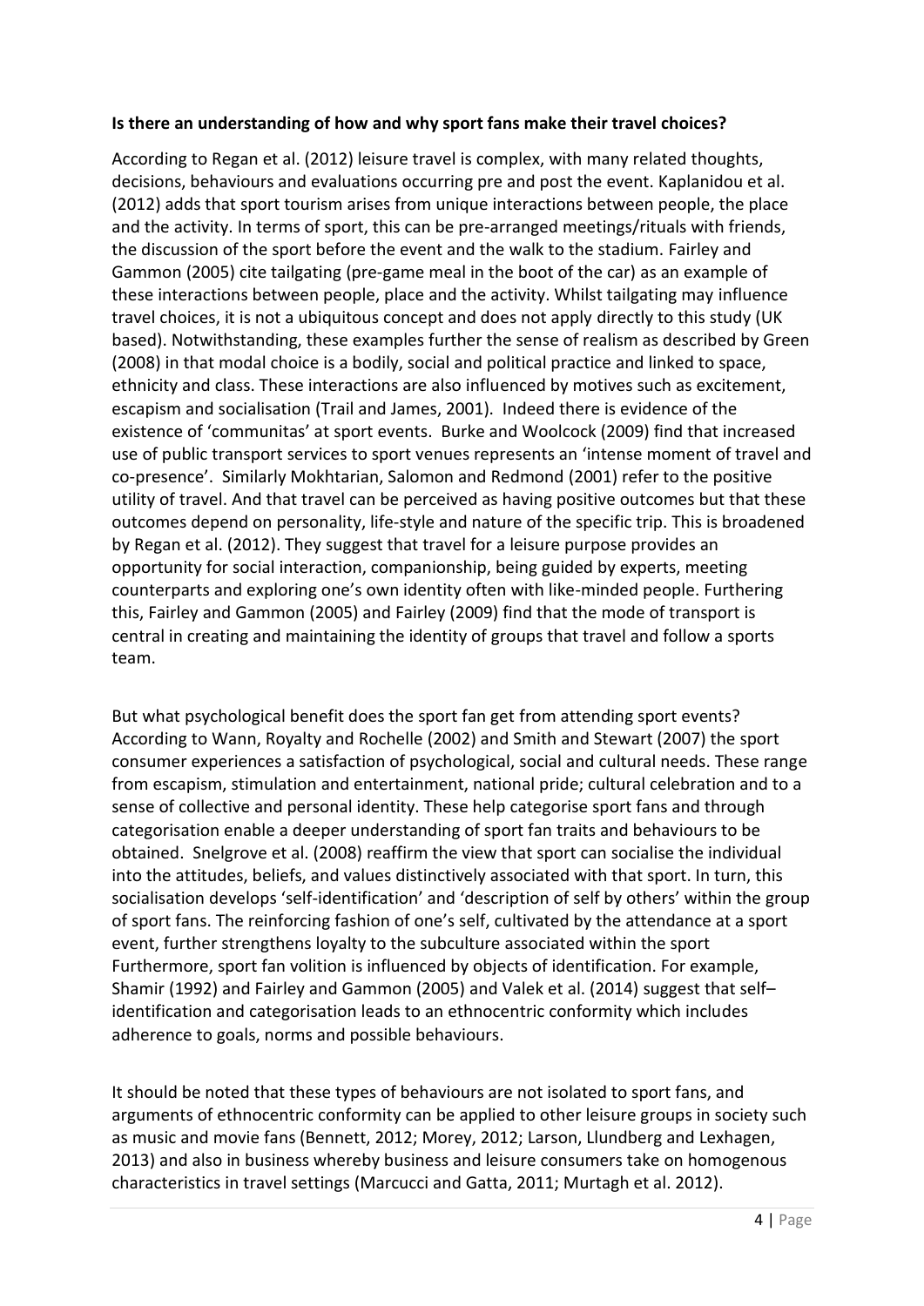**Is there an understanding of how and why sport fans make their travel choices?**

According to Regan et al. (2012) leisure travel is complex, with many related thoughts, decisions, behaviours and evaluations occurring pre and post the event. Kaplanidou et al. (2012) adds that sport tourism arises from unique interactions between people, the place and the activity. In terms of sport, this can be pre-arranged meetings/rituals with friends, the discussion of the sport before the event and the walk to the stadium. Fairley and Gammon (2005) cite tailgating (pre-game meal in the boot of the car) as an example of these interactions between people, place and the activity. Whilst tailgating may influence travel choices, it is not a ubiquitous concept and does not apply directly to this study (UK based). Notwithstanding, these examples further the sense of realism as described by Green (2008) in that modal choice is a bodily, social and political practice and linked to space, ethnicity and class. These interactions are also influenced by motives such as excitement, escapism and socialisation (Trail and James, 2001). Indeed there is evidence of the existence of 'communitas' at sport events. Burke and Woolcock (2009) find that increased use of public transport services to sport venues represents an 'intense moment of travel and co-presence'. Similarly Mokhtarian, Salomon and Redmond (2001) refer to the positive utility of travel. And that travel can be perceived as having positive outcomes but that these outcomes depend on personality, life-style and nature of the specific trip. This is broadened by Regan et al. (2012). They suggest that travel for a leisure purpose provides an opportunity for social interaction, companionship, being guided by experts, meeting counterparts and exploring one's own identity often with like-minded people. Furthering this, Fairley and Gammon (2005) and Fairley (2009) find that the mode of transport is central in creating and maintaining the identity of groups that travel and follow a sports team.

But what psychological benefit does the sport fan get from attending sport events? According to Wann, Royalty and Rochelle (2002) and Smith and Stewart (2007) the sport consumer experiences a satisfaction of psychological, social and cultural needs. These range from escapism, stimulation and entertainment, national pride; cultural celebration and to a sense of collective and personal identity. These help categorise sport fans and through categorisation enable a deeper understanding of sport fan traits and behaviours to be obtained. Snelgrove et al. (2008) reaffirm the view that sport can socialise the individual into the attitudes, beliefs, and values distinctively associated with that sport. In turn, this socialisation develops 'self-identification' and 'description of self by others' within the group of sport fans. The reinforcing fashion of one's self, cultivated by the attendance at a sport event, further strengthens loyalty to the subculture associated within the sport Furthermore, sport fan volition is influenced by objects of identification. For example, Shamir (1992) and Fairley and Gammon (2005) and Valek et al. (2014) suggest that self–identification and categorisation leads to an ethnocentric conformity which includes adherence to goals, norms and possible behaviours.

It should be noted that these types of behaviours are not isolated to sport fans, and arguments of ethnocentric conformity can be applied to other leisure groups in society such as music and movie fans (Bennett, 2012; Morey, 2012; Larson, Llundberg and Lexhagen, 2013) and also in business whereby business and leisure consumers take on homogenous characteristics in travel settings (Marcucci and Gatta, 2011; Murtagh et al. 2012).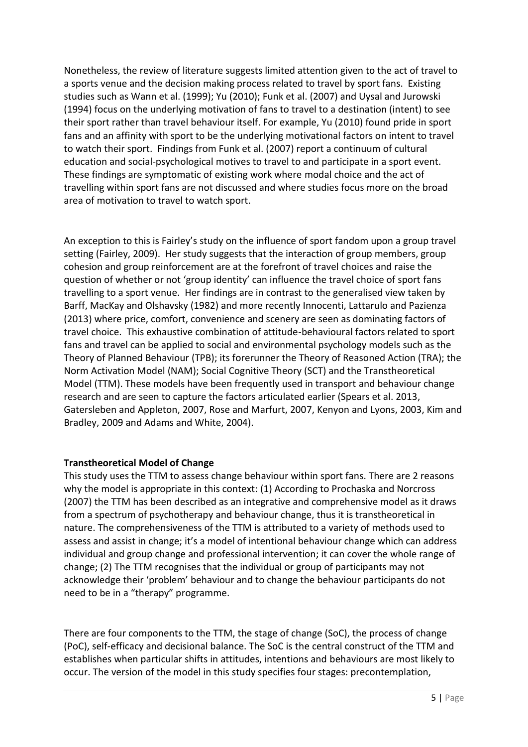Nonetheless, the review of literature suggests limited attention given to the act of travel to a sports venue and the decision making process related to travel by sport fans. Existing studies such as Wann et al. (1999); Yu (2010); Funk et al. (2007) and Uysal and Jurowski (1994) focus on the underlying motivation of fans to travel to a destination (intent) to see their sport rather than travel behaviour itself. For example, Yu (2010) found pride in sport fans and an affinity with sport to be the underlying motivational factors on intent to travel to watch their sport. Findings from Funk et al. (2007) report a continuum of cultural education and social-psychological motives to travel to and participate in a sport event. These findings are symptomatic of existing work where modal choice and the act of travelling within sport fans are not discussed and where studies focus more on the broad area of motivation to travel to watch sport.

An exception to this is Fairley's study on the influence of sport fandom upon a group travel setting (Fairley, 2009). Her study suggests that the interaction of group members, group cohesion and group reinforcement are at the forefront of travel choices and raise the question of whether or not 'group identity' can influence the travel choice of sport fans travelling to a sport venue. Her findings are in contrast to the generalised view taken by Barff, MacKay and Olshavsky (1982) and more recently Innocenti, Lattarulo and Pazienza (2013) where price, comfort, convenience and scenery are seen as dominating factors of travel choice. This exhaustive combination of attitude-behavioural factors related to sport fans and travel can be applied to social and environmental psychology models such as the Theory of Planned Behaviour (TPB); its forerunner the Theory of Reasoned Action (TRA); the Norm Activation Model (NAM); Social Cognitive Theory (SCT) and the Transtheoretical Model (TTM). These models have been frequently used in transport and behaviour change research and are seen to capture the factors articulated earlier (Spears et al. 2013, Gatersleben and Appleton, 2007, Rose and Marfurt, 2007, Kenyon and Lyons, 2003, Kim and Bradley, 2009 and Adams and White, 2004).

**Transtheoretical Model of Change**

This study uses the TTM to assess change behaviour within sport fans. There are 2 reasons why the model is appropriate in this context: (1) According to Prochaska and Norcross (2007) the TTM has been described as an integrative and comprehensive model as it draws from a spectrum of psychotherapy and behaviour change, thus it is transtheoretical in nature. The comprehensiveness of the TTM is attributed to a variety of methods used to assess and assist in change; it's a model of intentional behaviour change which can address individual and group change and professional intervention; it can cover the whole range of change; (2) The TTM recognises that the individual or group of participants may not acknowledge their 'problem' behaviour and to change the behaviour participants do not need to be in a "therapy" programme.

There are four components to the TTM, the stage of change (SoC), the process of change (PoC), self-efficacy and decisional balance. The SoC is the central construct of the TTM and establishes when particular shifts in attitudes, intentions and behaviours are most likely to occur. The version of the model in this study specifies four stages: precontemplation,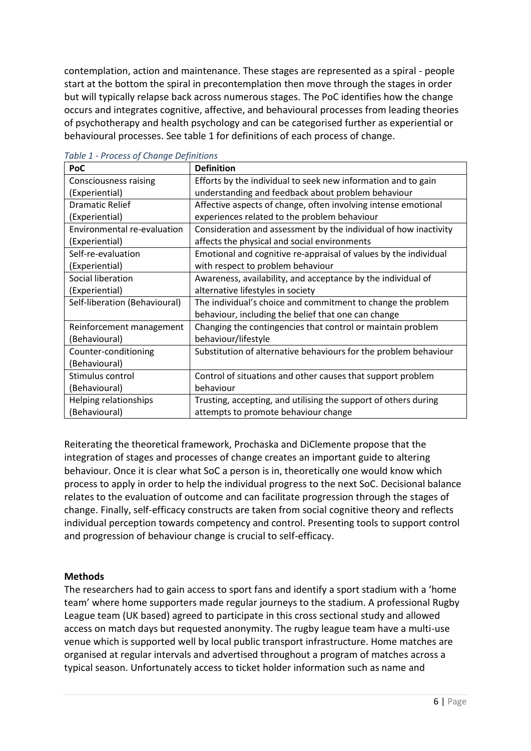contemplation, action and maintenance. These stages are represented as a spiral - people start at the bottom the spiral in precontemplation then move through the stages in order but will typically relapse back across numerous stages. The PoC identifies how the change occurs and integrates cognitive, affective, and behavioural processes from leading theories of psychotherapy and health psychology and can be categorised further as experiential or behavioural processes. See table 1 for definitions of each process of change.

*Table 1 - Process of Change Definitions*

| PoC | Definition |
|---|---|
| Consciousness raising (Experiential) | Efforts by the individual to seek new information and to gain understanding and feedback about problem behaviour |
| Dramatic Relief (Experiential) | Affective aspects of change, often involving intense emotional experiences related to the problem behaviour |
| Environmental re-evaluation (Experiential) | Consideration and assessment by the individual of how inactivity affects the physical and social environments |
| Self-re-evaluation (Experiential) | Emotional and cognitive re-appraisal of values by the individual with respect to problem behaviour |
| Social liberation (Experiential) | Awareness, availability, and acceptance by the individual of alternative lifestyles in society |
| Self-liberation (Behavioural) | The individual's choice and commitment to change the problem behaviour, including the belief that one can change |
| Reinforcement management (Behavioural) | Changing the contingencies that control or maintain problem behaviour/lifestyle |
| Counter-conditioning (Behavioural) | Substitution of alternative behaviours for the problem behaviour |
| Stimulus control (Behavioural) | Control of situations and other causes that support problem behaviour |
| Helping relationships (Behavioural) | Trusting, accepting, and utilising the support of others during attempts to promote behaviour change |

Reiterating the theoretical framework, Prochaska and DiClemente propose that the integration of stages and processes of change creates an important guide to altering behaviour. Once it is clear what SoC a person is in, theoretically one would know which process to apply in order to help the individual progress to the next SoC. Decisional balance relates to the evaluation of outcome and can facilitate progression through the stages of change. Finally, self-efficacy constructs are taken from social cognitive theory and reflects individual perception towards competency and control. Presenting tools to support control and progression of behaviour change is crucial to self-efficacy.

**Methods**

The researchers had to gain access to sport fans and identify a sport stadium with a 'home team' where home supporters made regular journeys to the stadium. A professional Rugby League team (UK based) agreed to participate in this cross sectional study and allowed access on match days but requested anonymity. The rugby league team have a multi-use venue which is supported well by local public transport infrastructure. Home matches are organised at regular intervals and advertised throughout a program of matches across a typical season. Unfortunately access to ticket holder information such as name and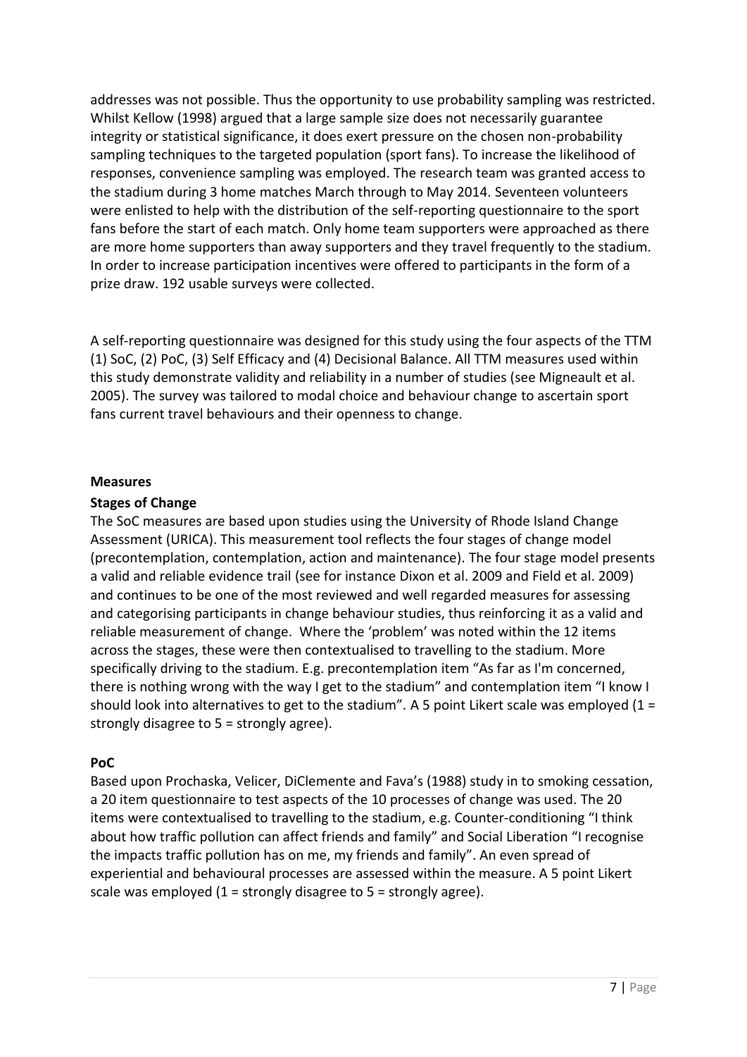addresses was not possible. Thus the opportunity to use probability sampling was restricted. Whilst Kellow (1998) argued that a large sample size does not necessarily guarantee integrity or statistical significance, it does exert pressure on the chosen non-probability sampling techniques to the targeted population (sport fans). To increase the likelihood of responses, convenience sampling was employed. The research team was granted access to the stadium during 3 home matches March through to May 2014. Seventeen volunteers were enlisted to help with the distribution of the self-reporting questionnaire to the sport fans before the start of each match. Only home team supporters were approached as there are more home supporters than away supporters and they travel frequently to the stadium. In order to increase participation incentives were offered to participants in the form of a prize draw. 192 usable surveys were collected.

A self-reporting questionnaire was designed for this study using the four aspects of the TTM (1) SoC, (2) PoC, (3) Self Efficacy and (4) Decisional Balance. All TTM measures used within this study demonstrate validity and reliability in a number of studies (see Migneault et al. 2005). The survey was tailored to modal choice and behaviour change to ascertain sport fans current travel behaviours and their openness to change.

**Measures**

**Stages of Change**

The SoC measures are based upon studies using the University of Rhode Island Change Assessment (URICA). This measurement tool reflects the four stages of change model (precontemplation, contemplation, action and maintenance). The four stage model presents a valid and reliable evidence trail (see for instance Dixon et al. 2009 and Field et al. 2009) and continues to be one of the most reviewed and well regarded measures for assessing and categorising participants in change behaviour studies, thus reinforcing it as a valid and reliable measurement of change. Where the 'problem' was noted within the 12 items across the stages, these were then contextualised to travelling to the stadium. More specifically driving to the stadium. E.g. precontemplation item "As far as I'm concerned, there is nothing wrong with the way I get to the stadium" and contemplation item "I know I should look into alternatives to get to the stadium". A 5 point Likert scale was employed (1 = strongly disagree to 5 = strongly agree).

**PoC**

Based upon Prochaska, Velicer, DiClemente and Fava's (1988) study in to smoking cessation, a 20 item questionnaire to test aspects of the 10 processes of change was used. The 20 items were contextualised to travelling to the stadium, e.g. Counter-conditioning "I think about how traffic pollution can affect friends and family" and Social Liberation "I recognise the impacts traffic pollution has on me, my friends and family". An even spread of experiential and behavioural processes are assessed within the measure. A 5 point Likert scale was employed (1 = strongly disagree to 5 = strongly agree).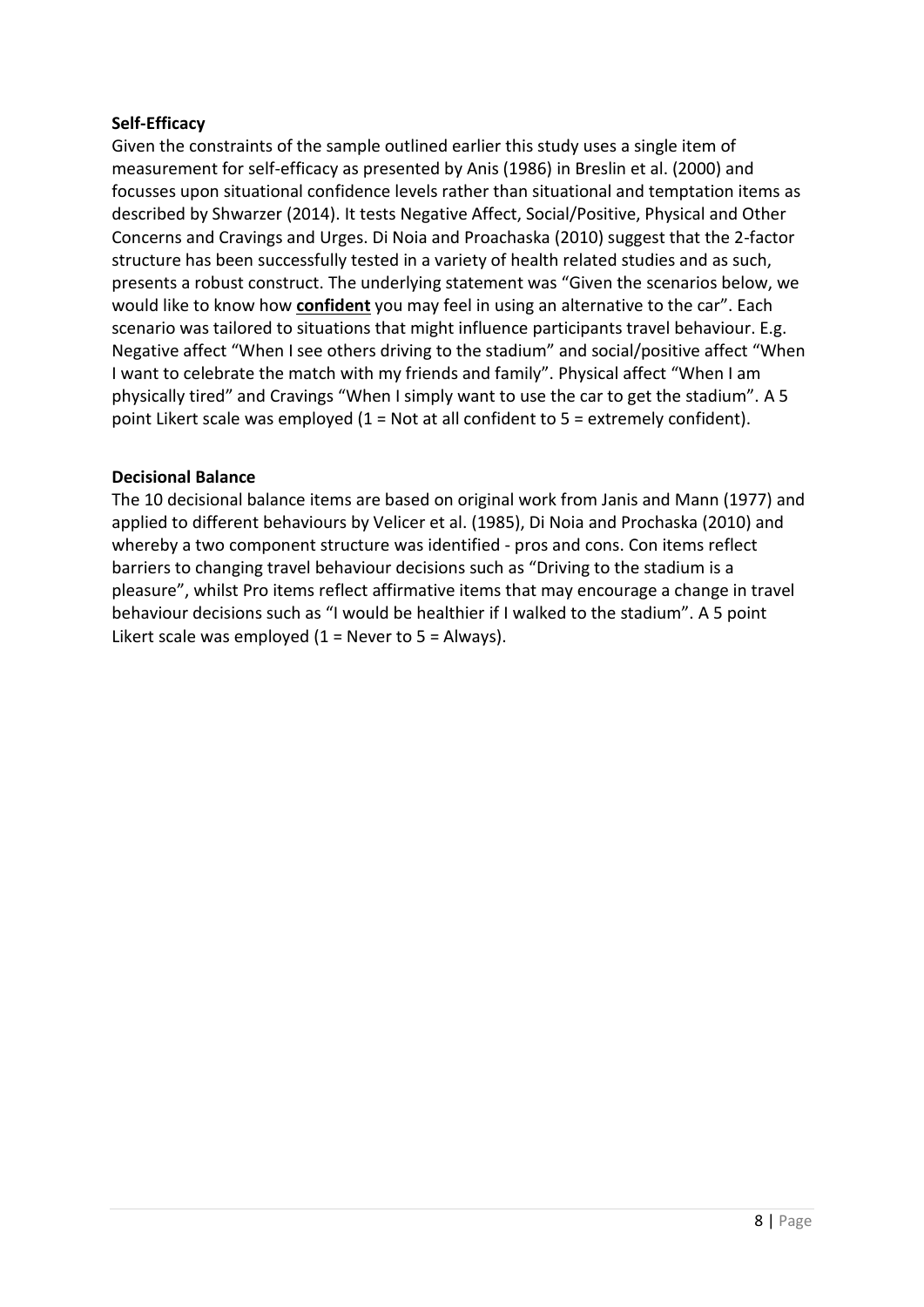**Self-Efficacy**

Given the constraints of the sample outlined earlier this study uses a single item of measurement for self-efficacy as presented by Anis (1986) in Breslin et al. (2000) and focusses upon situational confidence levels rather than situational and temptation items as described by Shwarzer (2014). It tests Negative Affect, Social/Positive, Physical and Other Concerns and Cravings and Urges. Di Noia and Proachaska (2010) suggest that the 2-factor structure has been successfully tested in a variety of health related studies and as such, presents a robust construct. The underlying statement was "Given the scenarios below, we would like to know how **<u>confident</u>** you may feel in using an alternative to the car". Each scenario was tailored to situations that might influence participants travel behaviour. E.g. Negative affect "When I see others driving to the stadium" and social/positive affect "When I want to celebrate the match with my friends and family". Physical affect "When I am physically tired" and Cravings "When I simply want to use the car to get the stadium". A 5 point Likert scale was employed (1 = Not at all confident to 5 = extremely confident).

**Decisional Balance**

The 10 decisional balance items are based on original work from Janis and Mann (1977) and applied to different behaviours by Velicer et al. (1985), Di Noia and Prochaska (2010) and whereby a two component structure was identified - pros and cons. Con items reflect barriers to changing travel behaviour decisions such as "Driving to the stadium is a pleasure", whilst Pro items reflect affirmative items that may encourage a change in travel behaviour decisions such as "I would be healthier if I walked to the stadium". A 5 point Likert scale was employed (1 = Never to 5 = Always).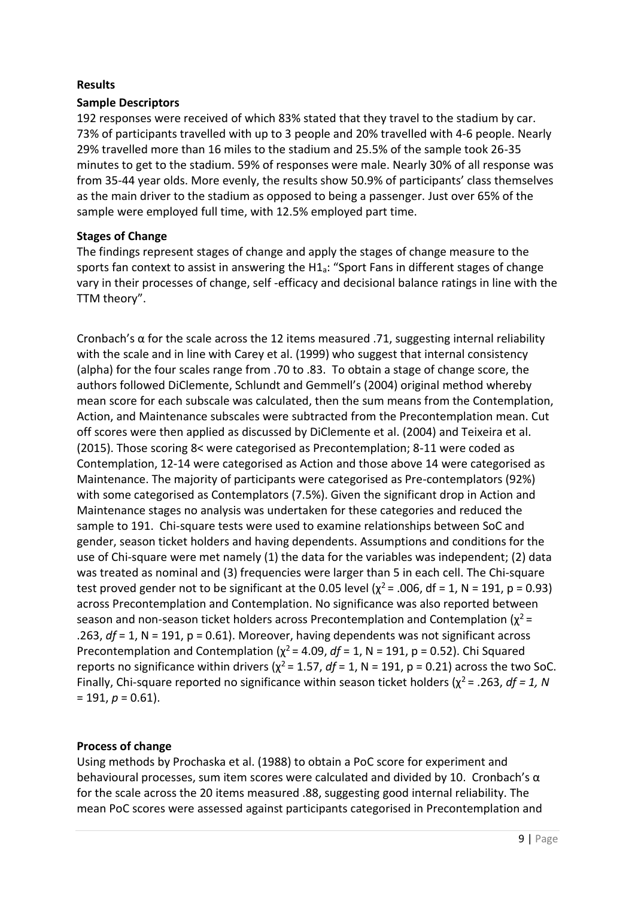## Results

### Sample Descriptors

192 responses were received of which 83% stated that they travel to the stadium by car. 73% of participants travelled with up to 3 people and 20% travelled with 4-6 people. Nearly 29% travelled more than 16 miles to the stadium and 25.5% of the sample took 26-35 minutes to get to the stadium. 59% of responses were male. Nearly 30% of all response was from 35-44 year olds. More evenly, the results show 50.9% of participants' class themselves as the main driver to the stadium as opposed to being a passenger. Just over 65% of the sample were employed full time, with 12.5% employed part time.

### Stages of Change

The findings represent stages of change and apply the stages of change measure to the sports fan context to assist in answering the $H1_a$: "Sport Fans in different stages of change vary in their processes of change, self -efficacy and decisional balance ratings in line with the TTM theory".

Cronbach's α for the scale across the 12 items measured .71, suggesting internal reliability with the scale and in line with Carey et al. (1999) who suggest that internal consistency (alpha) for the four scales range from .70 to .83. To obtain a stage of change score, the authors followed DiClemente, Schlundt and Gemmell's (2004) original method whereby mean score for each subscale was calculated, then the sum means from the Contemplation, Action, and Maintenance subscales were subtracted from the Precontemplation mean. Cut off scores were then applied as discussed by DiClemente et al. (2004) and Teixeira et al. (2015). Those scoring 8< were categorised as Precontemplation; 8-11 were coded as Contemplation, 12-14 were categorised as Action and those above 14 were categorised as Maintenance. The majority of participants were categorised as Pre-contemplators (92%) with some categorised as Contemplators (7.5%). Given the significant drop in Action and Maintenance stages no analysis was undertaken for these categories and reduced the sample to 191. Chi-square tests were used to examine relationships between SoC and gender, season ticket holders and having dependents. Assumptions and conditions for the use of Chi-square were met namely (1) the data for the variables was independent; (2) data was treated as nominal and (3) frequencies were larger than 5 in each cell. The Chi-square test proved gender not to be significant at the 0.05 level ($\chi^2$ = .006, df = 1, N = 191, p = 0.93) across Precontemplation and Contemplation. No significance was also reported between season and non-season ticket holders across Precontemplation and Contemplation ($\chi^2$ = .263, *df* = 1, N = 191, p = 0.61). Moreover, having dependents was not significant across Precontemplation and Contemplation ($\chi^2$ = 4.09, *df* = 1, N = 191, p = 0.52). Chi Squared reports no significance within drivers ($\chi^2$ = 1.57, *df* = 1, N = 191, p = 0.21) across the two SoC. Finally, Chi-square reported no significance within season ticket holders ($\chi^2$ = .263, *df = 1, N* = 191, *p* = 0.61).

### Process of change

Using methods by Prochaska et al. (1988) to obtain a PoC score for experiment and behavioural processes, sum item scores were calculated and divided by 10. Cronbach's α for the scale across the 20 items measured .88, suggesting good internal reliability. The mean PoC scores were assessed against participants categorised in Precontemplation and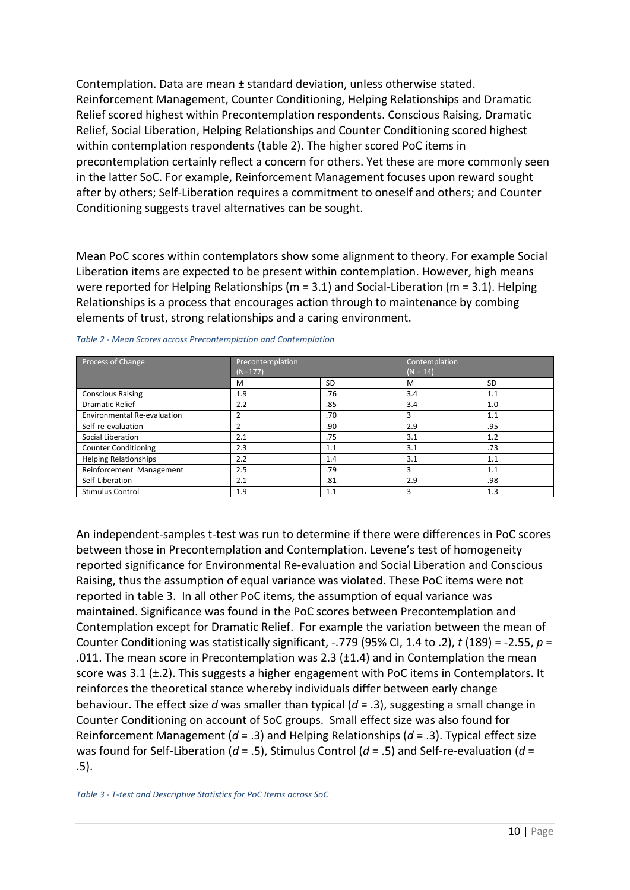Contemplation. Data are mean ± standard deviation, unless otherwise stated. Reinforcement Management, Counter Conditioning, Helping Relationships and Dramatic Relief scored highest within Precontemplation respondents. Conscious Raising, Dramatic Relief, Social Liberation, Helping Relationships and Counter Conditioning scored highest within contemplation respondents (table 2). The higher scored PoC items in precontemplation certainly reflect a concern for others. Yet these are more commonly seen in the latter SoC. For example, Reinforcement Management focuses upon reward sought after by others; Self-Liberation requires a commitment to oneself and others; and Counter Conditioning suggests travel alternatives can be sought.

Mean PoC scores within contemplators show some alignment to theory. For example Social Liberation items are expected to be present within contemplation. However, high means were reported for Helping Relationships (m = 3.1) and Social-Liberation (m = 3.1). Helping Relationships is a process that encourages action through to maintenance by combing elements of trust, strong relationships and a caring environment.

*Table 2 - Mean Scores across Precontemplation and Contemplation*

| Process of Change | Precontemplation (N=177) | | Contemplation (N = 14) | |
|---|---|---|---|---|
| | M | SD | M | SD |
| Conscious Raising | 1.9 | .76 | 3.4 | 1.1 |
| Dramatic Relief | 2.2 | .85 | 3.4 | 1.0 |
| Environmental Re-evaluation | 2 | .70 | 3 | 1.1 |
| Self-re-evaluation | 2 | .90 | 2.9 | .95 |
| Social Liberation | 2.1 | .75 | 3.1 | 1.2 |
| Counter Conditioning | 2.3 | 1.1 | 3.1 | .73 |
| Helping Relationships | 2.2 | 1.4 | 3.1 | 1.1 |
| Reinforcement Management | 2.5 | .79 | 3 | 1.1 |
| Self-Liberation | 2.1 | .81 | 2.9 | .98 |
| Stimulus Control | 1.9 | 1.1 | 3 | 1.3 |

An independent-samples t-test was run to determine if there were differences in PoC scores between those in Precontemplation and Contemplation. Levene's test of homogeneity reported significance for Environmental Re-evaluation and Social Liberation and Conscious Raising, thus the assumption of equal variance was violated. These PoC items were not reported in table 3. In all other PoC items, the assumption of equal variance was maintained. Significance was found in the PoC scores between Precontemplation and Contemplation except for Dramatic Relief. For example the variation between the mean of Counter Conditioning was statistically significant, -.779 (95% CI, 1.4 to .2), $t$ (189) = -2.55, $p$ = .011. The mean score in Precontemplation was 2.3 (±1.4) and in Contemplation the mean score was 3.1 (±.2). This suggests a higher engagement with PoC items in Contemplators. It reinforces the theoretical stance whereby individuals differ between early change behaviour. The effect size $d$ was smaller than typical ($d$ = .3), suggesting a small change in Counter Conditioning on account of SoC groups. Small effect size was also found for Reinforcement Management ($d$ = .3) and Helping Relationships ($d$ = .3). Typical effect size was found for Self-Liberation ($d$ = .5), Stimulus Control ($d$ = .5) and Self-re-evaluation ($d$ = .5).

*Table 3 - T-test and Descriptive Statistics for PoC Items across SoC*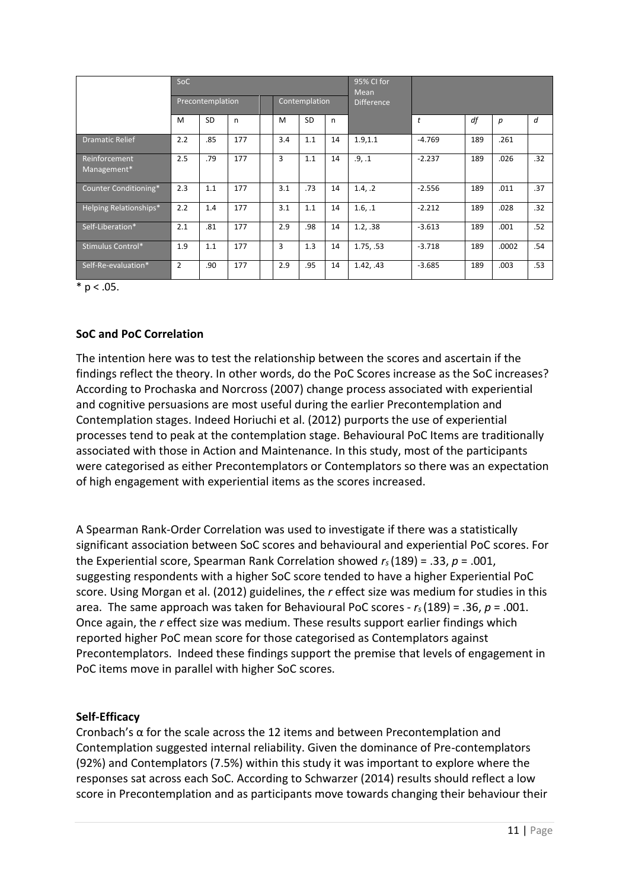| | SoC | | | | | | | 95% CI for Mean Difference | | | | |
|---|---|---|---|---|---|---|---|---|---|---|---|---|
| | Precontemplation | | | | Contemplation | | | | | | | |
| | M | SD | n | | M | SD | n | | *t* | *df* | *p* | *d* |
| Dramatic Relief | 2.2 | .85 | 177 | | 3.4 | 1.1 | 14 | 1.9,1.1 | -4.769 | 189 | .261 | |
| Reinforcement Management* | 2.5 | .79 | 177 | | 3 | 1.1 | 14 | .9, .1 | -2.237 | 189 | .026 | .32 |
| Counter Conditioning* | 2.3 | 1.1 | 177 | | 3.1 | .73 | 14 | 1.4, .2 | -2.556 | 189 | .011 | .37 |
| Helping Relationships* | 2.2 | 1.4 | 177 | | 3.1 | 1.1 | 14 | 1.6, .1 | -2.212 | 189 | .028 | .32 |
| Self-Liberation* | 2.1 | .81 | 177 | | 2.9 | .98 | 14 | 1.2, .38 | -3.613 | 189 | .001 | .52 |
| Stimulus Control* | 1.9 | 1.1 | 177 | | 3 | 1.3 | 14 | 1.75, .53 | -3.718 | 189 | .0002 | .54 |
| Self-Re-evaluation* | 2 | .90 | 177 | | 2.9 | .95 | 14 | 1.42, .43 | -3.685 | 189 | .003 | .53 |

* $p < .05$.

**SoC and PoC Correlation**

The intention here was to test the relationship between the scores and ascertain if the findings reflect the theory. In other words, do the PoC Scores increase as the SoC increases? According to Prochaska and Norcross (2007) change process associated with experiential and cognitive persuasions are most useful during the earlier Precontemplation and Contemplation stages. Indeed Horiuchi et al. (2012) purports the use of experiential processes tend to peak at the contemplation stage. Behavioural PoC Items are traditionally associated with those in Action and Maintenance. In this study, most of the participants were categorised as either Precontemplators or Contemplators so there was an expectation of high engagement with experiential items as the scores increased.

A Spearman Rank-Order Correlation was used to investigate if there was a statistically significant association between SoC scores and behavioural and experiential PoC scores. For the Experiential score, Spearman Rank Correlation showed $r_s(189) = .33$, $p = .001$, suggesting respondents with a higher SoC score tended to have a higher Experiential PoC score. Using Morgan et al. (2012) guidelines, the *r* effect size was medium for studies in this area. The same approach was taken for Behavioural PoC scores - $r_s(189) = .36$, $p = .001$. Once again, the *r* effect size was medium. These results support earlier findings which reported higher PoC mean score for those categorised as Contemplators against Precontemplators. Indeed these findings support the premise that levels of engagement in PoC items move in parallel with higher SoC scores.

**Self-Efficacy**

Cronbach's α for the scale across the 12 items and between Precontemplation and Contemplation suggested internal reliability. Given the dominance of Pre-contemplators (92%) and Contemplators (7.5%) within this study it was important to explore where the responses sat across each SoC. According to Schwarzer (2014) results should reflect a low score in Precontemplation and as participants move towards changing their behaviour their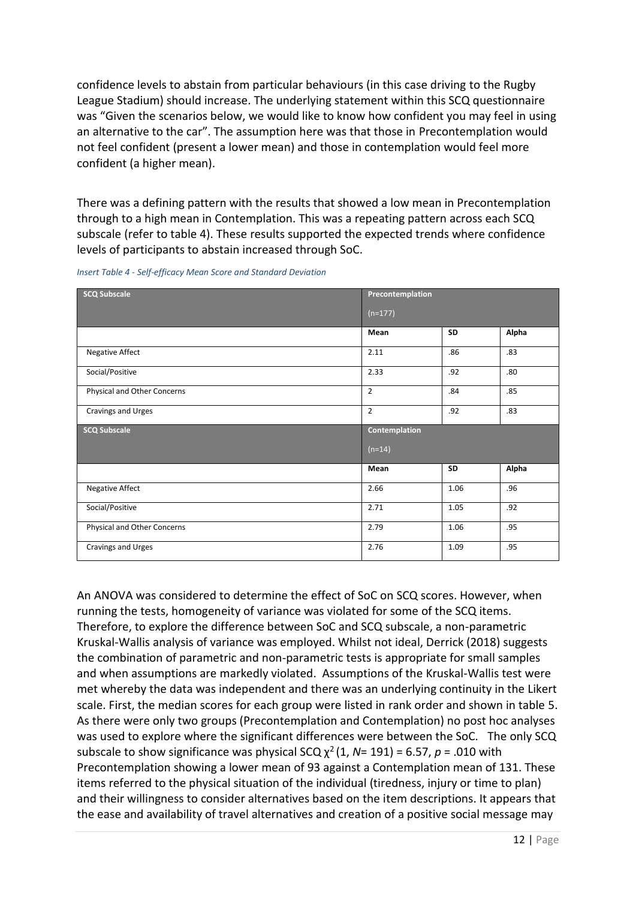confidence levels to abstain from particular behaviours (in this case driving to the Rugby League Stadium) should increase. The underlying statement within this SCQ questionnaire was "Given the scenarios below, we would like to know how confident you may feel in using an alternative to the car". The assumption here was that those in Precontemplation would not feel confident (present a lower mean) and those in contemplation would feel more confident (a higher mean).

There was a defining pattern with the results that showed a low mean in Precontemplation through to a high mean in Contemplation. This was a repeating pattern across each SCQ subscale (refer to table 4). These results supported the expected trends where confidence levels of participants to abstain increased through SoC.

*Insert Table 4 - Self-efficacy Mean Score and Standard Deviation*

| SCQ Subscale | Precontemplation (n=177) | | |
|---|---|---|---|
| | Mean | SD | Alpha |
| Negative Affect | 2.11 | .86 | .83 |
| Social/Positive | 2.33 | .92 | .80 |
| Physical and Other Concerns | 2 | .84 | .85 |
| Cravings and Urges | 2 | .92 | .83 |
| **SCQ Subscale** | **Contemplation (n=14)** | | |
| | Mean | SD | Alpha |
| Negative Affect | 2.66 | 1.06 | .96 |
| Social/Positive | 2.71 | 1.05 | .92 |
| Physical and Other Concerns | 2.79 | 1.06 | .95 |
| Cravings and Urges | 2.76 | 1.09 | .95 |

An ANOVA was considered to determine the effect of SoC on SCQ scores. However, when running the tests, homogeneity of variance was violated for some of the SCQ items. Therefore, to explore the difference between SoC and SCQ subscale, a non-parametric Kruskal-Wallis analysis of variance was employed. Whilst not ideal, Derrick (2018) suggests the combination of parametric and non-parametric tests is appropriate for small samples and when assumptions are markedly violated. Assumptions of the Kruskal-Wallis test were met whereby the data was independent and there was an underlying continuity in the Likert scale. First, the median scores for each group were listed in rank order and shown in table 5. As there were only two groups (Precontemplation and Contemplation) no post hoc analyses was used to explore where the significant differences were between the SoC. The only SCQ subscale to show significance was physical SCQ $\chi^2$ (1, *N*= 191) = 6.57, *p* = .010 with Precontemplation showing a lower mean of 93 against a Contemplation mean of 131. These items referred to the physical situation of the individual (tiredness, injury or time to plan) and their willingness to consider alternatives based on the item descriptions. It appears that the ease and availability of travel alternatives and creation of a positive social message may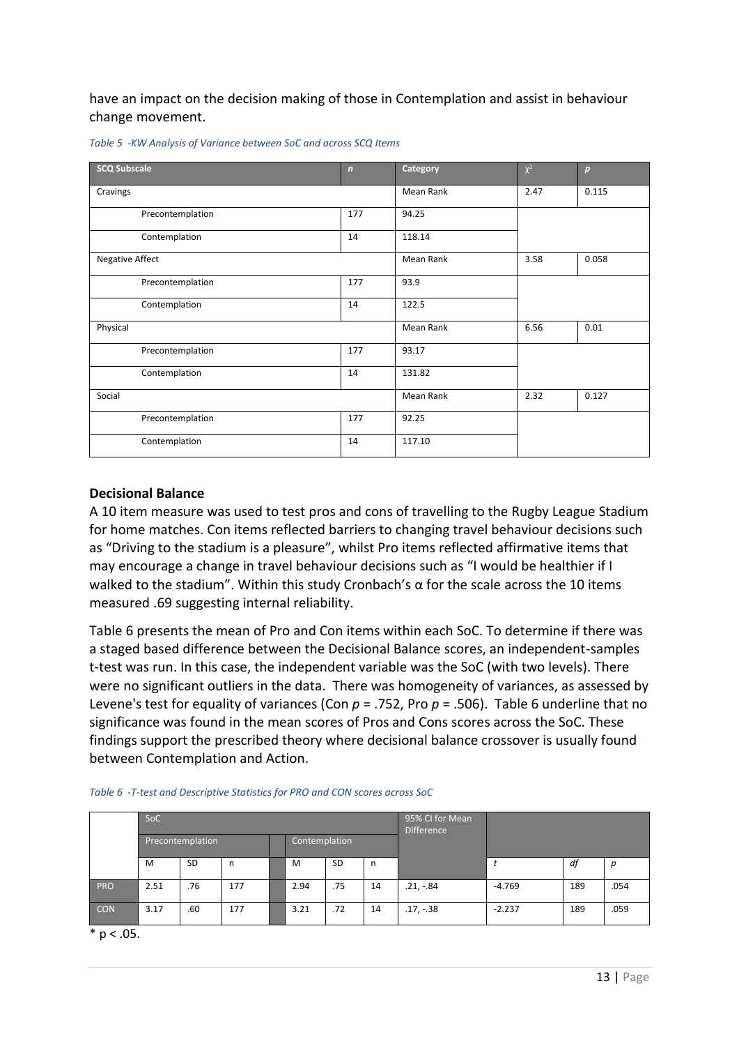have an impact on the decision making of those in Contemplation and assist in behaviour change movement.

*Table 5 -KW Analysis of Variance between SoC and across SCQ Items*

| SCQ Subscale | *n* | Category | $\chi^2$ | *p* |
|---|---|---|---|---|
| Cravings | | Mean Rank | 2.47 | 0.115 |
| Precontemplation | 177 | 94.25 | | |
| Contemplation | 14 | 118.14 | | |
| Negative Affect | | Mean Rank | 3.58 | 0.058 |
| Precontemplation | 177 | 93.9 | | |
| Contemplation | 14 | 122.5 | | |
| Physical | | Mean Rank | 6.56 | 0.01 |
| Precontemplation | 177 | 93.17 | | |
| Contemplation | 14 | 131.82 | | |
| Social | | Mean Rank | 2.32 | 0.127 |
| Precontemplation | 177 | 92.25 | | |
| Contemplation | 14 | 117.10 | | |

## Decisional Balance

A 10 item measure was used to test pros and cons of travelling to the Rugby League Stadium for home matches. Con items reflected barriers to changing travel behaviour decisions such as "Driving to the stadium is a pleasure", whilst Pro items reflected affirmative items that may encourage a change in travel behaviour decisions such as "I would be healthier if I walked to the stadium". Within this study Cronbach's α for the scale across the 10 items measured .69 suggesting internal reliability.

Table 6 presents the mean of Pro and Con items within each SoC. To determine if there was a staged based difference between the Decisional Balance scores, an independent-samples t-test was run. In this case, the independent variable was the SoC (with two levels). There were no significant outliers in the data. There was homogeneity of variances, as assessed by Levene's test for equality of variances (Con *p* = .752, Pro *p* = .506). Table 6 underline that no significance was found in the mean scores of Pros and Cons scores across the SoC. These findings support the prescribed theory where decisional balance crossover is usually found between Contemplation and Action.

*Table 6 -T-test and Descriptive Statistics for PRO and CON scores across SoC*

| | SoC | | | | | | | 95% CI for Mean Difference | | | |
|---|---|---|---|---|---|---|---|---|---|---|---|
| | Precontemplation | | | | Contemplation | | | | | | |
| | M | SD | n | | M | SD | n | | *t* | *df* | *p* |
| PRO | 2.51 | .76 | 177 | | 2.94 | .75 | 14 | .21, -.84 | -4.769 | 189 | .054 |
| CON | 3.17 | .60 | 177 | | 3.21 | .72 | 14 | .17, -.38 | -2.237 | 189 | .059 |

\* $p < .05$.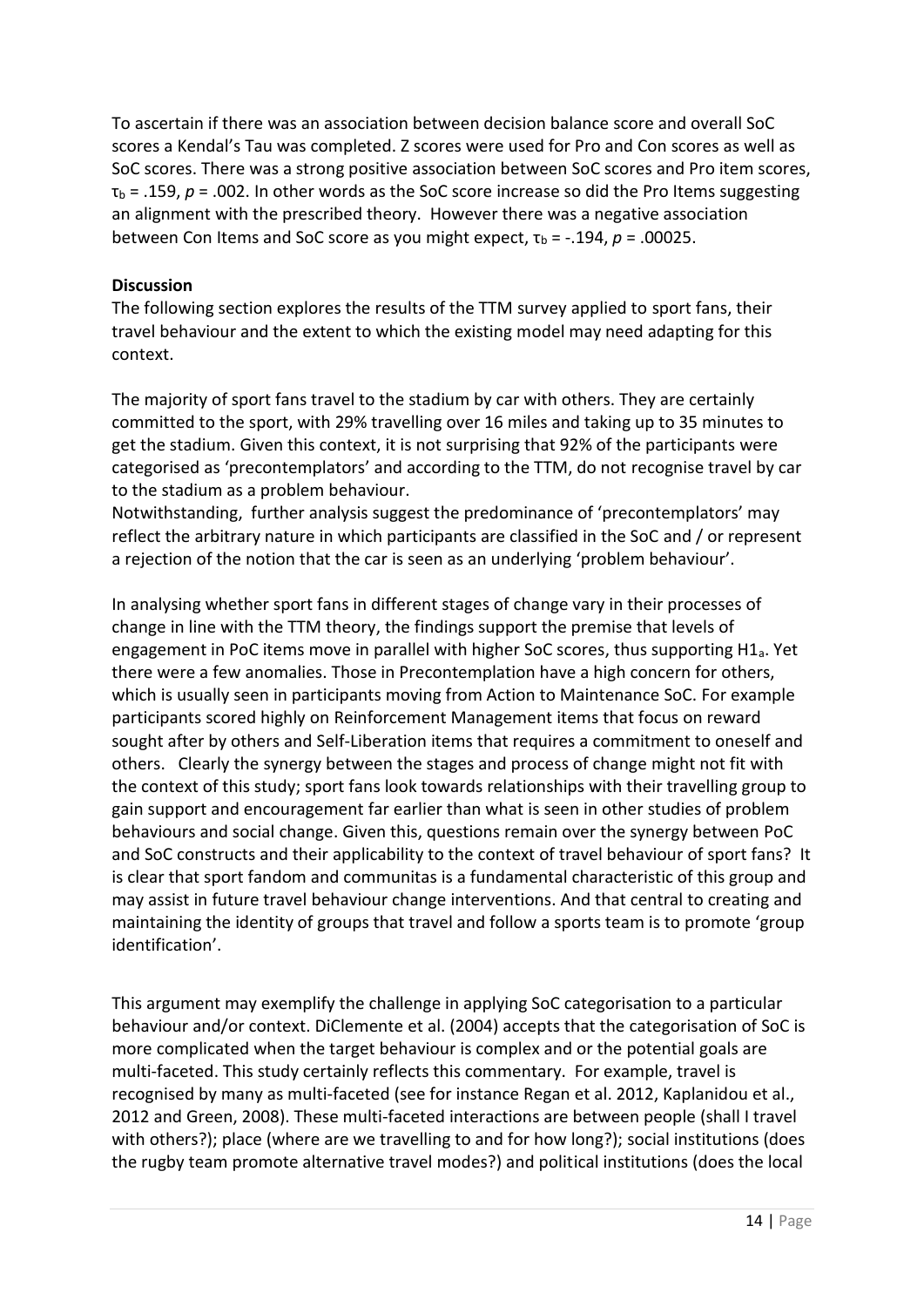To ascertain if there was an association between decision balance score and overall SoC scores a Kendal's Tau was completed. Z scores were used for Pro and Con scores as well as SoC scores. There was a strong positive association between SoC scores and Pro item scores, $\tau_b = .159$, $p = .002$. In other words as the SoC score increase so did the Pro Items suggesting an alignment with the prescribed theory. However there was a negative association between Con Items and SoC score as you might expect, $\tau_b = -.194$, $p = .00025$.

**Discussion**

The following section explores the results of the TTM survey applied to sport fans, their travel behaviour and the extent to which the existing model may need adapting for this context.

The majority of sport fans travel to the stadium by car with others. They are certainly committed to the sport, with 29% travelling over 16 miles and taking up to 35 minutes to get the stadium. Given this context, it is not surprising that 92% of the participants were categorised as 'precontemplators' and according to the TTM, do not recognise travel by car to the stadium as a problem behaviour.

Notwithstanding, further analysis suggest the predominance of 'precontemplators' may reflect the arbitrary nature in which participants are classified in the SoC and / or represent a rejection of the notion that the car is seen as an underlying 'problem behaviour'.

In analysing whether sport fans in different stages of change vary in their processes of change in line with the TTM theory, the findings support the premise that levels of engagement in PoC items move in parallel with higher SoC scores, thus supporting $H1_a$. Yet there were a few anomalies. Those in Precontemplation have a high concern for others, which is usually seen in participants moving from Action to Maintenance SoC. For example participants scored highly on Reinforcement Management items that focus on reward sought after by others and Self-Liberation items that requires a commitment to oneself and others. Clearly the synergy between the stages and process of change might not fit with the context of this study; sport fans look towards relationships with their travelling group to gain support and encouragement far earlier than what is seen in other studies of problem behaviours and social change. Given this, questions remain over the synergy between PoC and SoC constructs and their applicability to the context of travel behaviour of sport fans? It is clear that sport fandom and communitas is a fundamental characteristic of this group and may assist in future travel behaviour change interventions. And that central to creating and maintaining the identity of groups that travel and follow a sports team is to promote 'group identification'.

This argument may exemplify the challenge in applying SoC categorisation to a particular behaviour and/or context. DiClemente et al. (2004) accepts that the categorisation of SoC is more complicated when the target behaviour is complex and or the potential goals are multi-faceted. This study certainly reflects this commentary. For example, travel is recognised by many as multi-faceted (see for instance Regan et al. 2012, Kaplanidou et al., 2012 and Green, 2008). These multi-faceted interactions are between people (shall I travel with others?); place (where are we travelling to and for how long?); social institutions (does the rugby team promote alternative travel modes?) and political institutions (does the local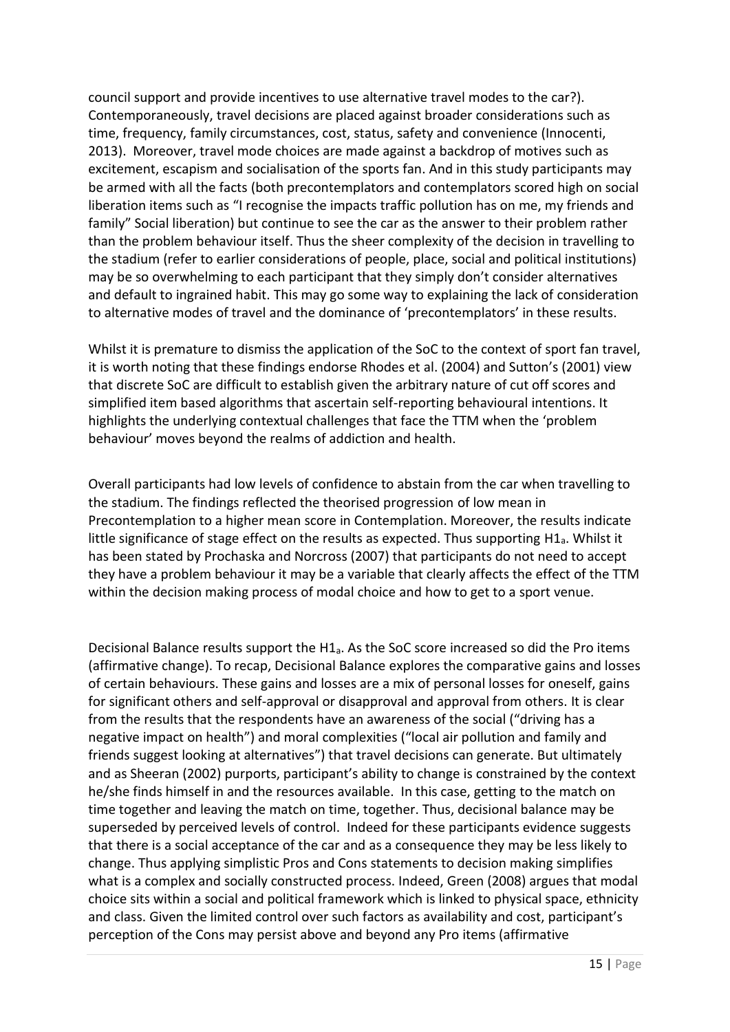council support and provide incentives to use alternative travel modes to the car?). Contemporaneously, travel decisions are placed against broader considerations such as time, frequency, family circumstances, cost, status, safety and convenience (Innocenti, 2013). Moreover, travel mode choices are made against a backdrop of motives such as excitement, escapism and socialisation of the sports fan. And in this study participants may be armed with all the facts (both precontemplators and contemplators scored high on social liberation items such as "I recognise the impacts traffic pollution has on me, my friends and family" Social liberation) but continue to see the car as the answer to their problem rather than the problem behaviour itself. Thus the sheer complexity of the decision in travelling to the stadium (refer to earlier considerations of people, place, social and political institutions) may be so overwhelming to each participant that they simply don't consider alternatives and default to ingrained habit. This may go some way to explaining the lack of consideration to alternative modes of travel and the dominance of 'precontemplators' in these results.

Whilst it is premature to dismiss the application of the SoC to the context of sport fan travel, it is worth noting that these findings endorse Rhodes et al. (2004) and Sutton's (2001) view that discrete SoC are difficult to establish given the arbitrary nature of cut off scores and simplified item based algorithms that ascertain self-reporting behavioural intentions. It highlights the underlying contextual challenges that face the TTM when the 'problem behaviour' moves beyond the realms of addiction and health.

Overall participants had low levels of confidence to abstain from the car when travelling to the stadium. The findings reflected the theorised progression of low mean in Precontemplation to a higher mean score in Contemplation. Moreover, the results indicate little significance of stage effect on the results as expected. Thus supporting $H1_a$. Whilst it has been stated by Prochaska and Norcross (2007) that participants do not need to accept they have a problem behaviour it may be a variable that clearly affects the effect of the TTM within the decision making process of modal choice and how to get to a sport venue.

Decisional Balance results support the $H1_a$. As the SoC score increased so did the Pro items (affirmative change). To recap, Decisional Balance explores the comparative gains and losses of certain behaviours. These gains and losses are a mix of personal losses for oneself, gains for significant others and self-approval or disapproval and approval from others. It is clear from the results that the respondents have an awareness of the social ("driving has a negative impact on health") and moral complexities ("local air pollution and family and friends suggest looking at alternatives") that travel decisions can generate. But ultimately and as Sheeran (2002) purports, participant's ability to change is constrained by the context he/she finds himself in and the resources available. In this case, getting to the match on time together and leaving the match on time, together. Thus, decisional balance may be superseded by perceived levels of control. Indeed for these participants evidence suggests that there is a social acceptance of the car and as a consequence they may be less likely to change. Thus applying simplistic Pros and Cons statements to decision making simplifies what is a complex and socially constructed process. Indeed, Green (2008) argues that modal choice sits within a social and political framework which is linked to physical space, ethnicity and class. Given the limited control over such factors as availability and cost, participant's perception of the Cons may persist above and beyond any Pro items (affirmative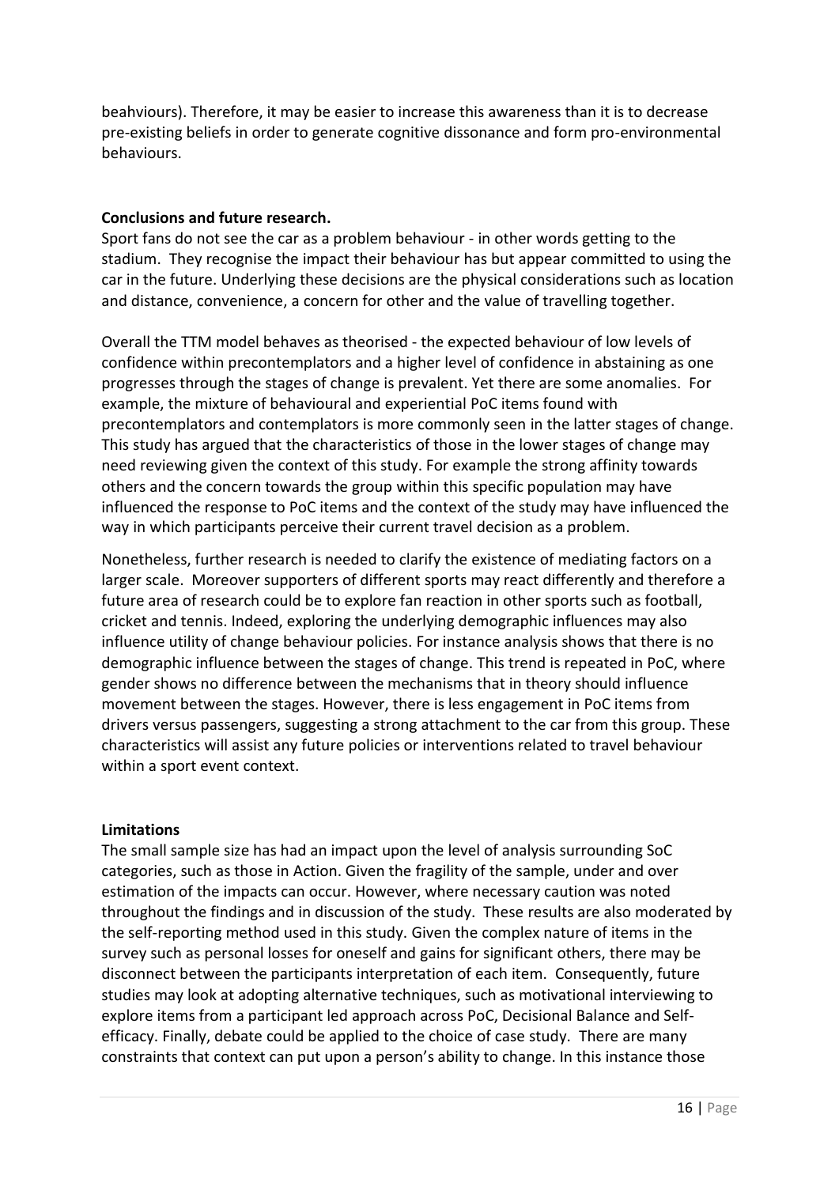beahviours). Therefore, it may be easier to increase this awareness than it is to decrease pre-existing beliefs in order to generate cognitive dissonance and form pro-environmental behaviours.

**Conclusions and future research.**

Sport fans do not see the car as a problem behaviour - in other words getting to the stadium. They recognise the impact their behaviour has but appear committed to using the car in the future. Underlying these decisions are the physical considerations such as location and distance, convenience, a concern for other and the value of travelling together.

Overall the TTM model behaves as theorised - the expected behaviour of low levels of confidence within precontemplators and a higher level of confidence in abstaining as one progresses through the stages of change is prevalent. Yet there are some anomalies. For example, the mixture of behavioural and experiential PoC items found with precontemplators and contemplators is more commonly seen in the latter stages of change. This study has argued that the characteristics of those in the lower stages of change may need reviewing given the context of this study. For example the strong affinity towards others and the concern towards the group within this specific population may have influenced the response to PoC items and the context of the study may have influenced the way in which participants perceive their current travel decision as a problem.

Nonetheless, further research is needed to clarify the existence of mediating factors on a larger scale. Moreover supporters of different sports may react differently and therefore a future area of research could be to explore fan reaction in other sports such as football, cricket and tennis. Indeed, exploring the underlying demographic influences may also influence utility of change behaviour policies. For instance analysis shows that there is no demographic influence between the stages of change. This trend is repeated in PoC, where gender shows no difference between the mechanisms that in theory should influence movement between the stages. However, there is less engagement in PoC items from drivers versus passengers, suggesting a strong attachment to the car from this group. These characteristics will assist any future policies or interventions related to travel behaviour within a sport event context.

**Limitations**

The small sample size has had an impact upon the level of analysis surrounding SoC categories, such as those in Action. Given the fragility of the sample, under and over estimation of the impacts can occur. However, where necessary caution was noted throughout the findings and in discussion of the study. These results are also moderated by the self-reporting method used in this study. Given the complex nature of items in the survey such as personal losses for oneself and gains for significant others, there may be disconnect between the participants interpretation of each item. Consequently, future studies may look at adopting alternative techniques, such as motivational interviewing to explore items from a participant led approach across PoC, Decisional Balance and Self-efficacy. Finally, debate could be applied to the choice of case study. There are many constraints that context can put upon a person's ability to change. In this instance those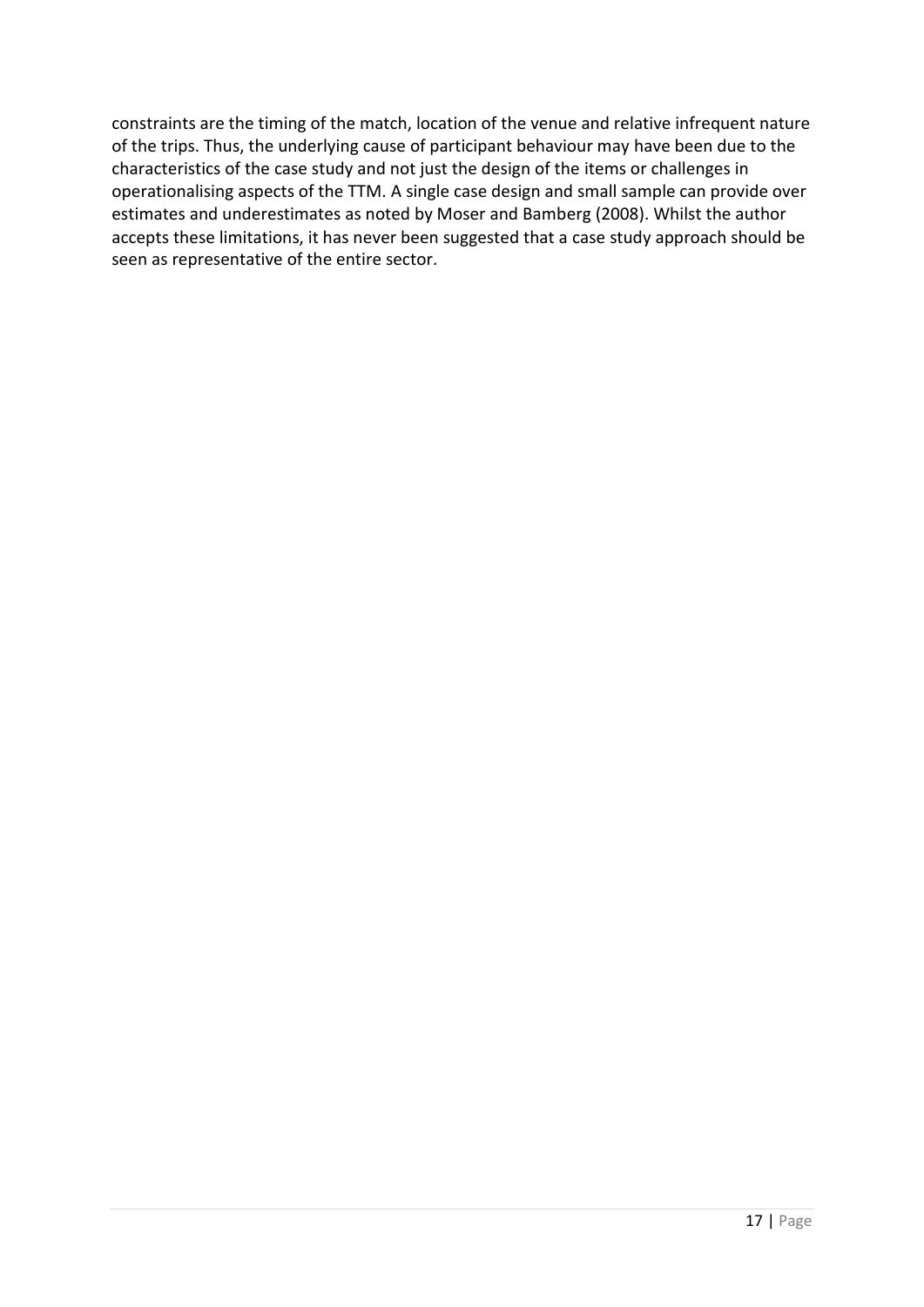constraints are the timing of the match, location of the venue and relative infrequent nature of the trips. Thus, the underlying cause of participant behaviour may have been due to the characteristics of the case study and not just the design of the items or challenges in operationalising aspects of the TTM. A single case design and small sample can provide over estimates and underestimates as noted by Moser and Bamberg (2008). Whilst the author accepts these limitations, it has never been suggested that a case study approach should be seen as representative of the entire sector.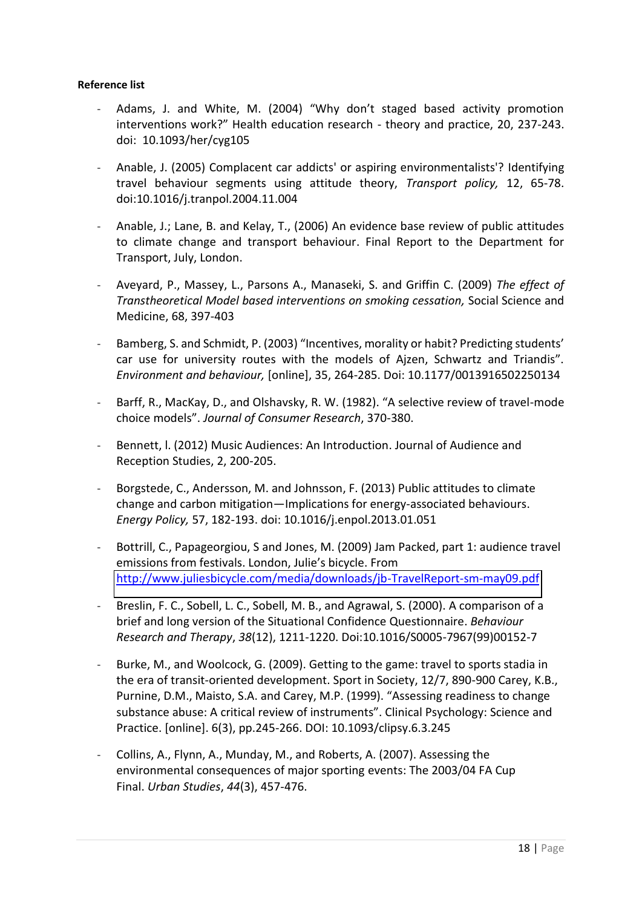**Reference list**

- Adams, J. and White, M. (2004) "Why don't staged based activity promotion interventions work?" Health education research - theory and practice, 20, 237-243. doi: 10.1093/her/cyg105

- Anable, J. (2005) Complacent car addicts' or aspiring environmentalists'? Identifying travel behaviour segments using attitude theory, *Transport policy,* 12, 65-78. doi:10.1016/j.tranpol.2004.11.004

- Anable, J.; Lane, B. and Kelay, T., (2006) An evidence base review of public attitudes to climate change and transport behaviour. Final Report to the Department for Transport, July, London.

- Aveyard, P., Massey, L., Parsons A., Manaseki, S. and Griffin C. (2009) *The effect of Transtheoretical Model based interventions on smoking cessation,* Social Science and Medicine, 68, 397-403

- Bamberg, S. and Schmidt, P. (2003) "Incentives, morality or habit? Predicting students' car use for university routes with the models of Ajzen, Schwartz and Triandis". *Environment and behaviour,* [online], 35, 264-285. Doi: 10.1177/0013916502250134

- Barff, R., MacKay, D., and Olshavsky, R. W. (1982). "A selective review of travel-mode choice models". *Journal of Consumer Research*, 370-380.

- Bennett, l. (2012) Music Audiences: An Introduction. Journal of Audience and Reception Studies, 2, 200-205.

- Borgstede, C., Andersson, M. and Johnsson, F. (2013) Public attitudes to climate change and carbon mitigation—Implications for energy-associated behaviours. *Energy Policy,* 57, 182-193. doi: 10.1016/j.enpol.2013.01.051

- Bottrill, C., Papageorgiou, S and Jones, M. (2009) Jam Packed, part 1: audience travel emissions from festivals. London, Julie's bicycle. From http://www.juliesbicycle.com/media/downloads/jb-TravelReport-sm-may09.pdf

- Breslin, F. C., Sobell, L. C., Sobell, M. B., and Agrawal, S. (2000). A comparison of a brief and long version of the Situational Confidence Questionnaire. *Behaviour Research and Therapy*, *38*(12), 1211-1220. Doi:10.1016/S0005-7967(99)00152-7

- Burke, M., and Woolcock, G. (2009). Getting to the game: travel to sports stadia in the era of transit-oriented development. Sport in Society, 12/7, 890-900 Carey, K.B., Purnine, D.M., Maisto, S.A. and Carey, M.P. (1999). "Assessing readiness to change substance abuse: A critical review of instruments". Clinical Psychology: Science and Practice. [online]. 6(3), pp.245-266. DOI: 10.1093/clipsy.6.3.245

- Collins, A., Flynn, A., Munday, M., and Roberts, A. (2007). Assessing the environmental consequences of major sporting events: The 2003/04 FA Cup Final. *Urban Studies*, *44*(3), 457-476.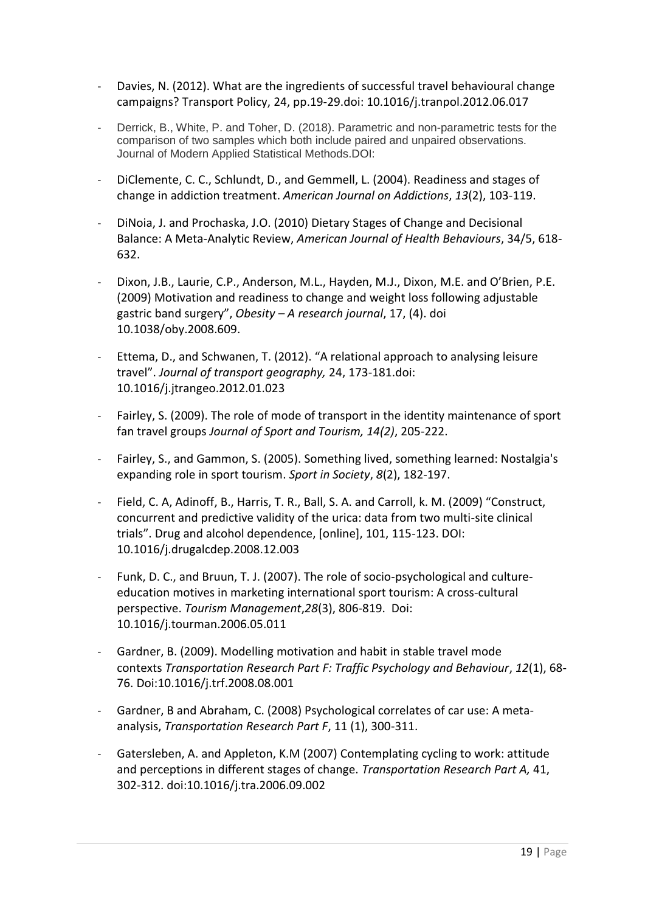- Davies, N. (2012). What are the ingredients of successful travel behavioural change campaigns? Transport Policy, 24, pp.19-29.doi: 10.1016/j.tranpol.2012.06.017

- Derrick, B., White, P. and Toher, D. (2018). Parametric and non-parametric tests for the comparison of two samples which both include paired and unpaired observations. Journal of Modern Applied Statistical Methods.DOI:

- DiClemente, C. C., Schlundt, D., and Gemmell, L. (2004). Readiness and stages of change in addiction treatment. *American Journal on Addictions*, *13*(2), 103-119.

- DiNoia, J. and Prochaska, J.O. (2010) Dietary Stages of Change and Decisional Balance: A Meta-Analytic Review, *American Journal of Health Behaviours*, 34/5, 618-632.

- Dixon, J.B., Laurie, C.P., Anderson, M.L., Hayden, M.J., Dixon, M.E. and O'Brien, P.E. (2009) Motivation and readiness to change and weight loss following adjustable gastric band surgery", *Obesity – A research journal*, 17, (4). doi 10.1038/oby.2008.609.

- Ettema, D., and Schwanen, T. (2012). "A relational approach to analysing leisure travel". *Journal of transport geography,* 24, 173-181.doi: 10.1016/j.jtrangeo.2012.01.023

- Fairley, S. (2009). The role of mode of transport in the identity maintenance of sport fan travel groups *Journal of Sport and Tourism, 14(2)*, 205-222.

- Fairley, S., and Gammon, S. (2005). Something lived, something learned: Nostalgia's expanding role in sport tourism. *Sport in Society*, *8*(2), 182-197.

- Field, C. A, Adinoff, B., Harris, T. R., Ball, S. A. and Carroll, k. M. (2009) "Construct, concurrent and predictive validity of the urica: data from two multi-site clinical trials". Drug and alcohol dependence, [online], 101, 115-123. DOI: 10.1016/j.drugalcdep.2008.12.003

- Funk, D. C., and Bruun, T. J. (2007). The role of socio-psychological and culture-education motives in marketing international sport tourism: A cross-cultural perspective. *Tourism Management*,*28*(3), 806-819. Doi: 10.1016/j.tourman.2006.05.011

- Gardner, B. (2009). Modelling motivation and habit in stable travel mode contexts *Transportation Research Part F: Traffic Psychology and Behaviour*, *12*(1), 68-76. Doi:10.1016/j.trf.2008.08.001

- Gardner, B and Abraham, C. (2008) Psychological correlates of car use: A meta-analysis, *Transportation Research Part F*, 11 (1), 300-311.

- Gatersleben, A. and Appleton, K.M (2007) Contemplating cycling to work: attitude and perceptions in different stages of change. *Transportation Research Part A,* 41, 302-312. doi:10.1016/j.tra.2006.09.002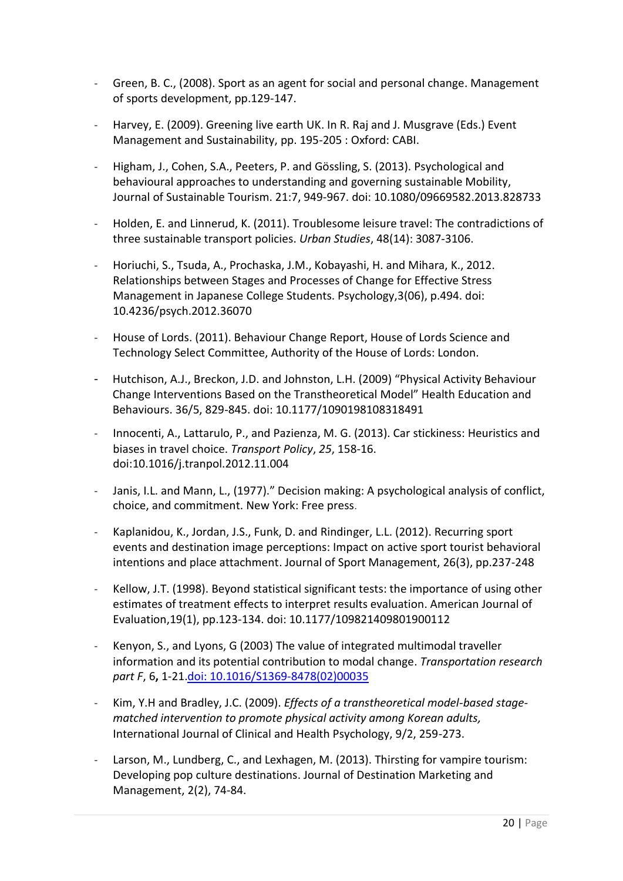- Green, B. C., (2008). Sport as an agent for social and personal change. Management of sports development, pp.129-147.

- Harvey, E. (2009). Greening live earth UK. In R. Raj and J. Musgrave (Eds.) Event Management and Sustainability, pp. 195-205 : Oxford: CABI.

- Higham, J., Cohen, S.A., Peeters, P. and Gössling, S. (2013). Psychological and behavioural approaches to understanding and governing sustainable Mobility, Journal of Sustainable Tourism. 21:7, 949-967. doi: 10.1080/09669582.2013.828733

- Holden, E. and Linnerud, K. (2011). Troublesome leisure travel: The contradictions of three sustainable transport policies. *Urban Studies*, 48(14): 3087-3106.

- Horiuchi, S., Tsuda, A., Prochaska, J.M., Kobayashi, H. and Mihara, K., 2012. Relationships between Stages and Processes of Change for Effective Stress Management in Japanese College Students. Psychology,3(06), p.494. doi: 10.4236/psych.2012.36070

- House of Lords. (2011). Behaviour Change Report, House of Lords Science and Technology Select Committee, Authority of the House of Lords: London.

- Hutchison, A.J., Breckon, J.D. and Johnston, L.H. (2009) "Physical Activity Behaviour Change Interventions Based on the Transtheoretical Model" Health Education and Behaviours. 36/5, 829-845. doi: 10.1177/1090198108318491

- Innocenti, A., Lattarulo, P., and Pazienza, M. G. (2013). Car stickiness: Heuristics and biases in travel choice. *Transport Policy*, *25*, 158-16. doi:10.1016/j.tranpol.2012.11.004

- Janis, I.L. and Mann, L., (1977)." Decision making: A psychological analysis of conflict, choice, and commitment. New York: Free press.

- Kaplanidou, K., Jordan, J.S., Funk, D. and Rindinger, L.L. (2012). Recurring sport events and destination image perceptions: Impact on active sport tourist behavioral intentions and place attachment. Journal of Sport Management, 26(3), pp.237-248

- Kellow, J.T. (1998). Beyond statistical significant tests: the importance of using other estimates of treatment effects to interpret results evaluation. American Journal of Evaluation,19(1), pp.123-134. doi: 10.1177/109821409801900112

- Kenyon, S., and Lyons, G (2003) The value of integrated multimodal traveller information and its potential contribution to modal change. *Transportation research part F*, 6**,** 1-21.doi: 10.1016/S1369-8478(02)00035

- Kim, Y.H and Bradley, J.C. (2009). *Effects of a transtheoretical model-based stage-matched intervention to promote physical activity among Korean adults,* International Journal of Clinical and Health Psychology, 9/2, 259-273.

- Larson, M., Lundberg, C., and Lexhagen, M. (2013). Thirsting for vampire tourism: Developing pop culture destinations. Journal of Destination Marketing and Management, 2(2), 74-84.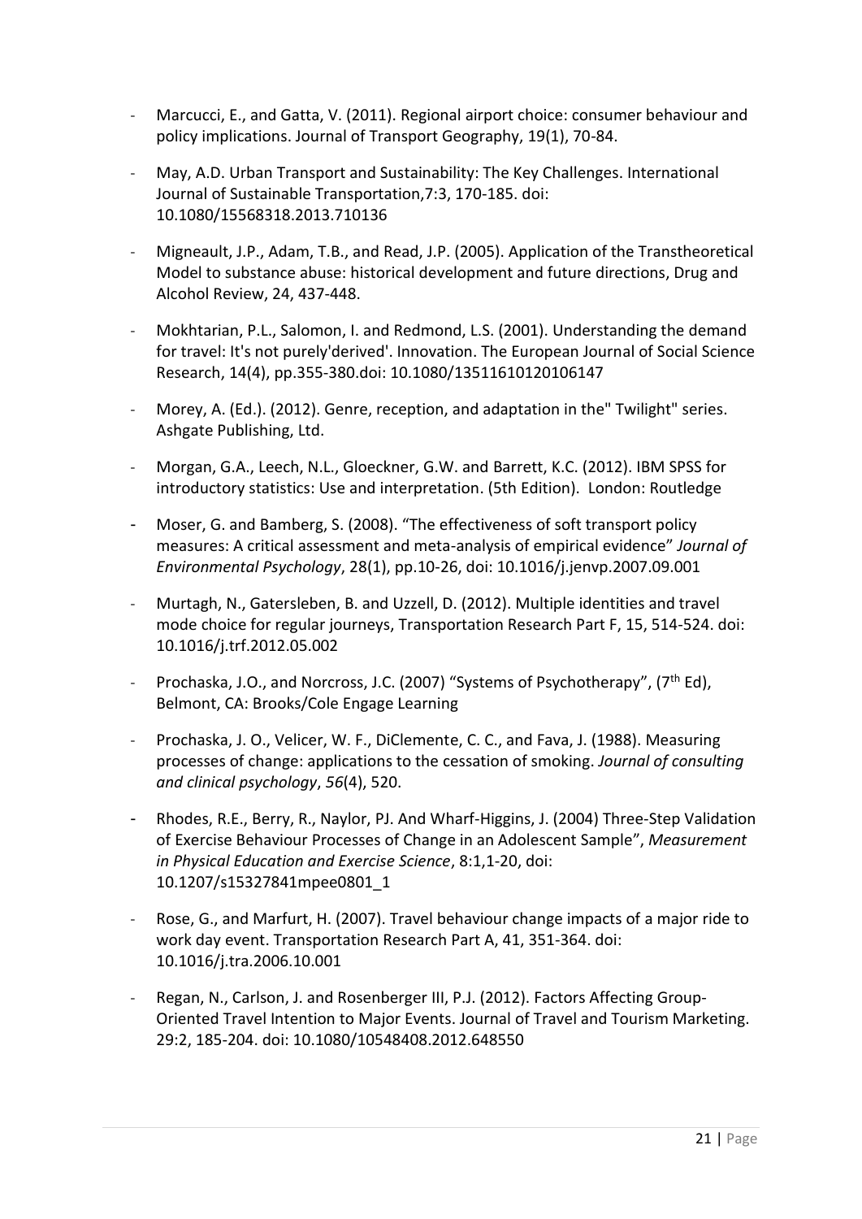- Marcucci, E., and Gatta, V. (2011). Regional airport choice: consumer behaviour and policy implications. Journal of Transport Geography, 19(1), 70-84.

- May, A.D. Urban Transport and Sustainability: The Key Challenges. International Journal of Sustainable Transportation,7:3, 170-185. doi: 10.1080/15568318.2013.710136

- Migneault, J.P., Adam, T.B., and Read, J.P. (2005). Application of the Transtheoretical Model to substance abuse: historical development and future directions, Drug and Alcohol Review, 24, 437-448.

- Mokhtarian, P.L., Salomon, I. and Redmond, L.S. (2001). Understanding the demand for travel: It's not purely'derived'. Innovation. The European Journal of Social Science Research, 14(4), pp.355-380.doi: 10.1080/13511610120106147

- Morey, A. (Ed.). (2012). Genre, reception, and adaptation in the" Twilight" series. Ashgate Publishing, Ltd.

- Morgan, G.A., Leech, N.L., Gloeckner, G.W. and Barrett, K.C. (2012). IBM SPSS for introductory statistics: Use and interpretation. (5th Edition). London: Routledge

- Moser, G. and Bamberg, S. (2008). "The effectiveness of soft transport policy measures: A critical assessment and meta-analysis of empirical evidence" *Journal of Environmental Psychology*, 28(1), pp.10-26, doi: 10.1016/j.jenvp.2007.09.001

- Murtagh, N., Gatersleben, B. and Uzzell, D. (2012). Multiple identities and travel mode choice for regular journeys, Transportation Research Part F, 15, 514-524. doi: 10.1016/j.trf.2012.05.002

- Prochaska, J.O., and Norcross, J.C. (2007) "Systems of Psychotherapy", (7th Ed), Belmont, CA: Brooks/Cole Engage Learning

- Prochaska, J. O., Velicer, W. F., DiClemente, C. C., and Fava, J. (1988). Measuring processes of change: applications to the cessation of smoking. *Journal of consulting and clinical psychology*, *56*(4), 520.

- Rhodes, R.E., Berry, R., Naylor, PJ. And Wharf-Higgins, J. (2004) Three-Step Validation of Exercise Behaviour Processes of Change in an Adolescent Sample", *Measurement in Physical Education and Exercise Science*, 8:1,1-20, doi: 10.1207/s15327841mpee0801_1

- Rose, G., and Marfurt, H. (2007). Travel behaviour change impacts of a major ride to work day event. Transportation Research Part A, 41, 351-364. doi: 10.1016/j.tra.2006.10.001

- Regan, N., Carlson, J. and Rosenberger III, P.J. (2012). Factors Affecting Group-Oriented Travel Intention to Major Events. Journal of Travel and Tourism Marketing. 29:2, 185-204. doi: 10.1080/10548408.2012.648550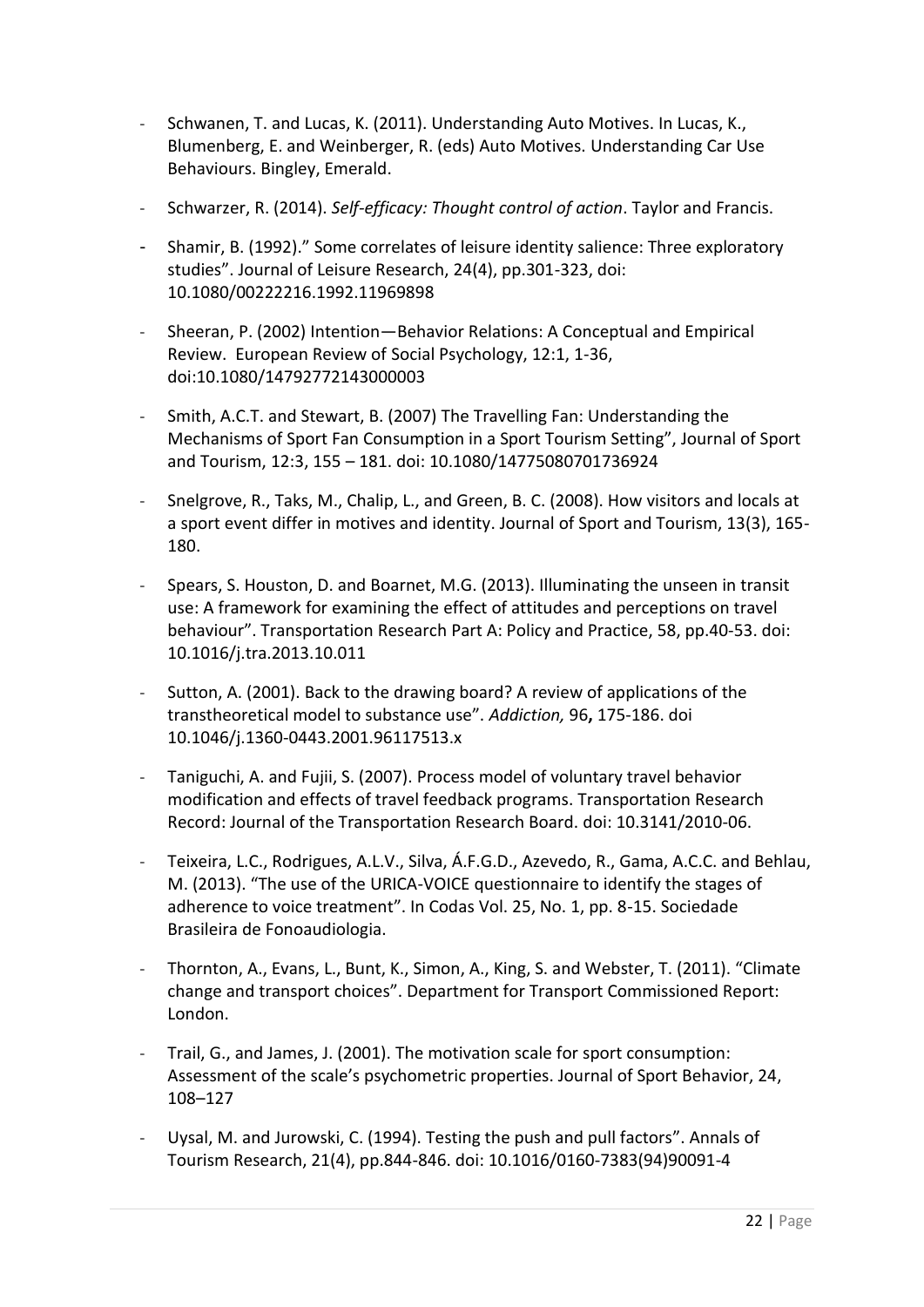- Schwanen, T. and Lucas, K. (2011). Understanding Auto Motives. In Lucas, K., Blumenberg, E. and Weinberger, R. (eds) Auto Motives. Understanding Car Use Behaviours. Bingley, Emerald.
- Schwarzer, R. (2014). *Self-efficacy: Thought control of action*. Taylor and Francis.
- Shamir, B. (1992)." Some correlates of leisure identity salience: Three exploratory studies". Journal of Leisure Research, 24(4), pp.301-323, doi: 10.1080/00222216.1992.11969898
- Sheeran, P. (2002) Intention—Behavior Relations: A Conceptual and Empirical Review. European Review of Social Psychology, 12:1, 1-36, doi:10.1080/14792772143000003
- Smith, A.C.T. and Stewart, B. (2007) The Travelling Fan: Understanding the Mechanisms of Sport Fan Consumption in a Sport Tourism Setting", Journal of Sport and Tourism, 12:3, 155 – 181. doi: 10.1080/14775080701736924
- Snelgrove, R., Taks, M., Chalip, L., and Green, B. C. (2008). How visitors and locals at a sport event differ in motives and identity. Journal of Sport and Tourism, 13(3), 165-180.
- Spears, S. Houston, D. and Boarnet, M.G. (2013). Illuminating the unseen in transit use: A framework for examining the effect of attitudes and perceptions on travel behaviour". Transportation Research Part A: Policy and Practice, 58, pp.40-53. doi: 10.1016/j.tra.2013.10.011
- Sutton, A. (2001). Back to the drawing board? A review of applications of the transtheoretical model to substance use". *Addiction,* 96**,** 175-186. doi 10.1046/j.1360-0443.2001.96117513.x
- Taniguchi, A. and Fujii, S. (2007). Process model of voluntary travel behavior modification and effects of travel feedback programs. Transportation Research Record: Journal of the Transportation Research Board. doi: 10.3141/2010-06.
- Teixeira, L.C., Rodrigues, A.L.V., Silva, Á.F.G.D., Azevedo, R., Gama, A.C.C. and Behlau, M. (2013). "The use of the URICA-VOICE questionnaire to identify the stages of adherence to voice treatment". In Codas Vol. 25, No. 1, pp. 8-15. Sociedade Brasileira de Fonoaudiologia.
- Thornton, A., Evans, L., Bunt, K., Simon, A., King, S. and Webster, T. (2011). "Climate change and transport choices". Department for Transport Commissioned Report: London.
- Trail, G., and James, J. (2001). The motivation scale for sport consumption: Assessment of the scale's psychometric properties. Journal of Sport Behavior, 24, 108–127
- Uysal, M. and Jurowski, C. (1994). Testing the push and pull factors". Annals of Tourism Research, 21(4), pp.844-846. doi: 10.1016/0160-7383(94)90091-4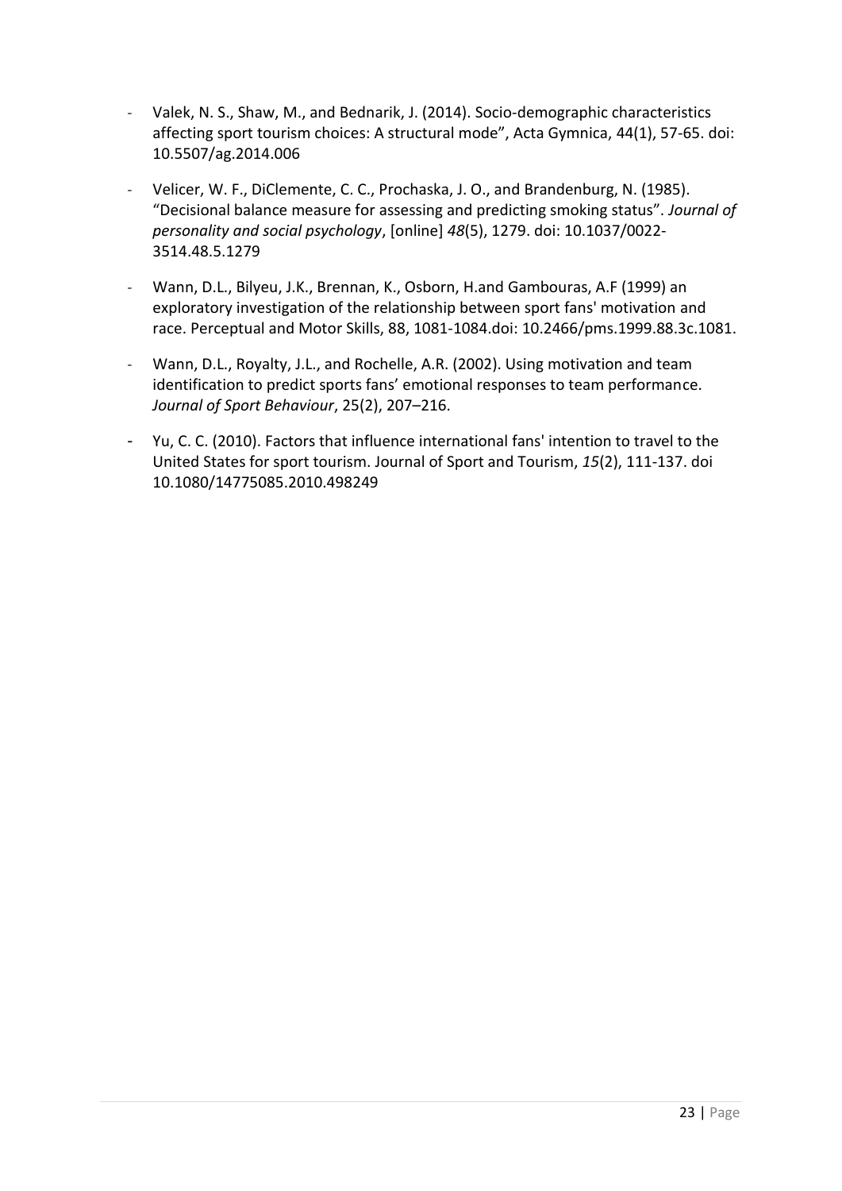- Valek, N. S., Shaw, M., and Bednarik, J. (2014). Socio-demographic characteristics affecting sport tourism choices: A structural mode", Acta Gymnica, 44(1), 57-65. doi: 10.5507/ag.2014.006

- Velicer, W. F., DiClemente, C. C., Prochaska, J. O., and Brandenburg, N. (1985). "Decisional balance measure for assessing and predicting smoking status". *Journal of personality and social psychology*, [online] *48*(5), 1279. doi: 10.1037/0022-3514.48.5.1279

- Wann, D.L., Bilyeu, J.K., Brennan, K., Osborn, H.and Gambouras, A.F (1999) an exploratory investigation of the relationship between sport fans' motivation and race. Perceptual and Motor Skills, 88, 1081-1084.doi: 10.2466/pms.1999.88.3c.1081.

- Wann, D.L., Royalty, J.L., and Rochelle, A.R. (2002). Using motivation and team identification to predict sports fans' emotional responses to team performance. *Journal of Sport Behaviour*, 25(2), 207–216.

- Yu, C. C. (2010). Factors that influence international fans' intention to travel to the United States for sport tourism. Journal of Sport and Tourism, *15*(2), 111-137. doi 10.1080/14775085.2010.498249